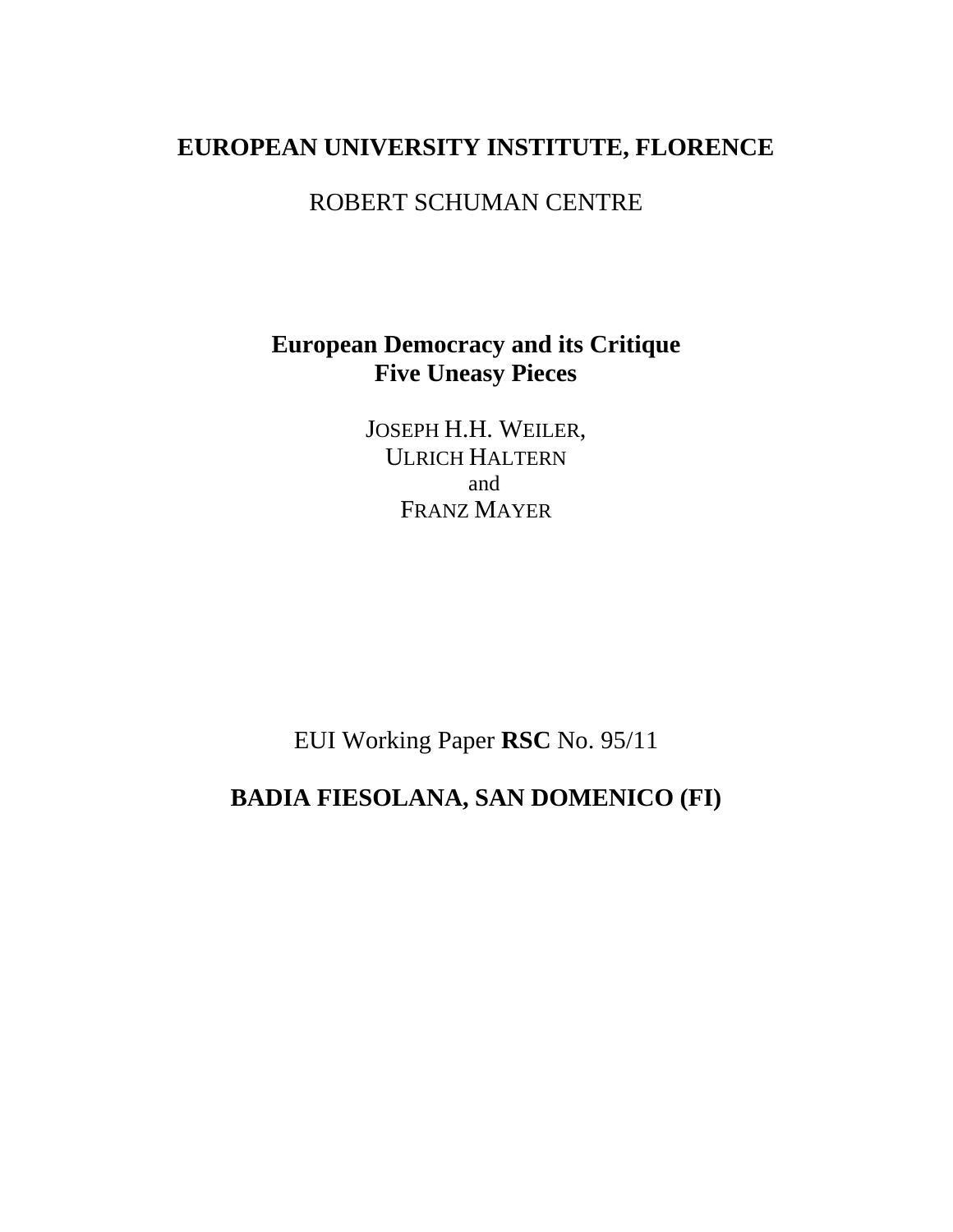**EUROPEAN UNIVERSITY INSTITUTE, FLORENCE**

ROBERT SCHUMAN CENTRE

# European Democracy and its Critique
## Five Uneasy Pieces

JOSEPH H.H. WEILER,
ULRICH HALTERN
and
FRANZ MAYER

EUI Working Paper **RSC** No. 95/11

**BADIA FIESOLANA, SAN DOMENICO (FI)**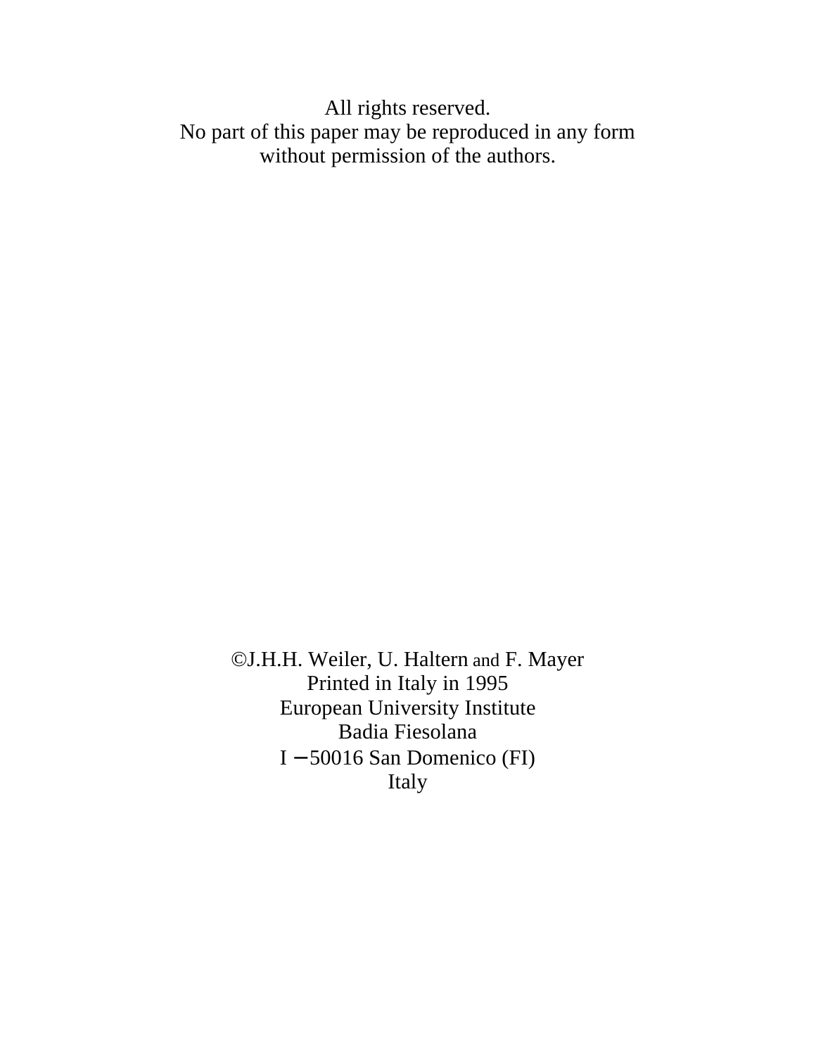All rights reserved.
No part of this paper may be reproduced in any form
without permission of the authors.

©J.H.H. Weiler, U. Haltern and F. Mayer
Printed in Italy in 1995
European University Institute
Badia Fiesolana
I – 50016 San Domenico (FI)
Italy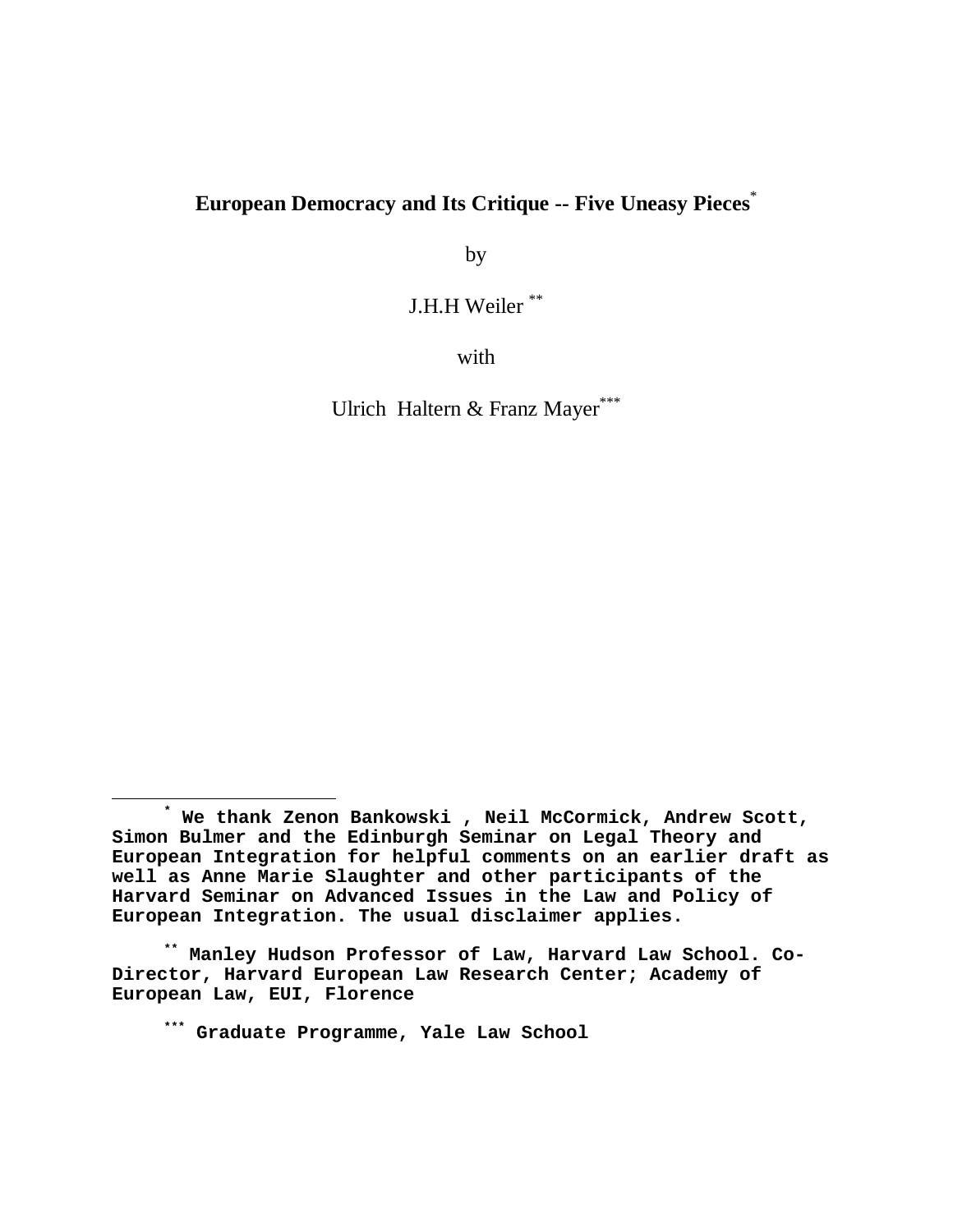# European Democracy and Its Critique -- Five Uneasy Pieces[*]

by

J.H.H Weiler [**]

with

Ulrich Haltern & Franz Mayer[***]

---

[*] We thank Zenon Bankowski , Neil McCormick, Andrew Scott, Simon Bulmer and the Edinburgh Seminar on Legal Theory and European Integration for helpful comments on an earlier draft as well as Anne Marie Slaughter and other participants of the Harvard Seminar on Advanced Issues in the Law and Policy of European Integration. The usual disclaimer applies.

[**] Manley Hudson Professor of Law, Harvard Law School. Co-Director, Harvard European Law Research Center; Academy of European Law, EUI, Florence

[***] Graduate Programme, Yale Law School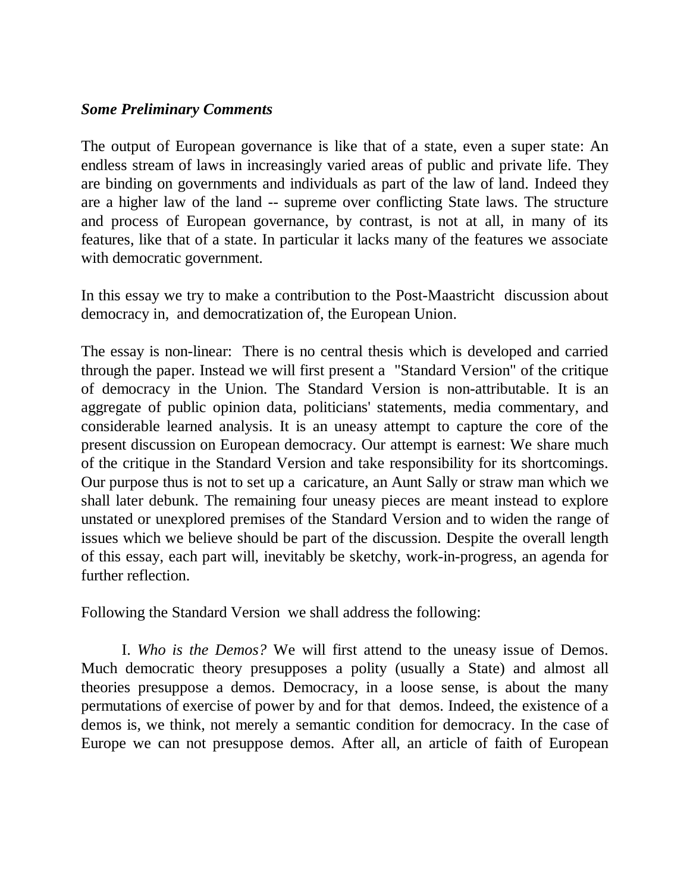***Some Preliminary Comments***

The output of European governance is like that of a state, even a super state: An endless stream of laws in increasingly varied areas of public and private life. They are binding on governments and individuals as part of the law of land. Indeed they are a higher law of the land -- supreme over conflicting State laws. The structure and process of European governance, by contrast, is not at all, in many of its features, like that of a state. In particular it lacks many of the features we associate with democratic government.

In this essay we try to make a contribution to the Post-Maastricht discussion about democracy in, and democratization of, the European Union.

The essay is non-linear: There is no central thesis which is developed and carried through the paper. Instead we will first present a "Standard Version" of the critique of democracy in the Union. The Standard Version is non-attributable. It is an aggregate of public opinion data, politicians' statements, media commentary, and considerable learned analysis. It is an uneasy attempt to capture the core of the present discussion on European democracy. Our attempt is earnest: We share much of the critique in the Standard Version and take responsibility for its shortcomings. Our purpose thus is not to set up a caricature, an Aunt Sally or straw man which we shall later debunk. The remaining four uneasy pieces are meant instead to explore unstated or unexplored premises of the Standard Version and to widen the range of issues which we believe should be part of the discussion. Despite the overall length of this essay, each part will, inevitably be sketchy, work-in-progress, an agenda for further reflection.

Following the Standard Version we shall address the following:

I. *Who is the Demos?* We will first attend to the uneasy issue of Demos. Much democratic theory presupposes a polity (usually a State) and almost all theories presuppose a demos. Democracy, in a loose sense, is about the many permutations of exercise of power by and for that demos. Indeed, the existence of a demos is, we think, not merely a semantic condition for democracy. In the case of Europe we can not presuppose demos. After all, an article of faith of European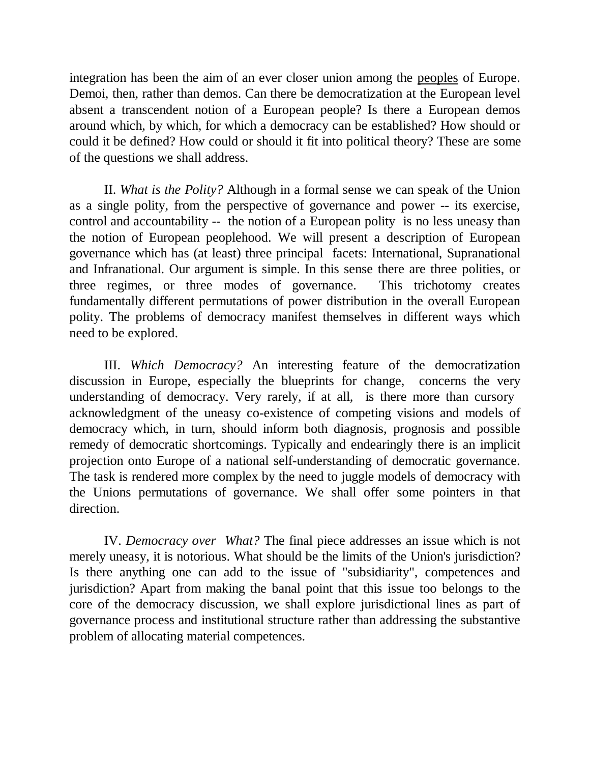integration has been the aim of an ever closer union among the <u>peoples</u> of Europe. Demoi, then, rather than demos. Can there be democratization at the European level absent a transcendent notion of a European people? Is there a European demos around which, by which, for which a democracy can be established? How should or could it be defined? How could or should it fit into political theory? These are some of the questions we shall address.

II. *What is the Polity?* Although in a formal sense we can speak of the Union as a single polity, from the perspective of governance and power -- its exercise, control and accountability -- the notion of a European polity is no less uneasy than the notion of European peoplehood. We will present a description of European governance which has (at least) three principal facets: International, Supranational and Infranational. Our argument is simple. In this sense there are three polities, or three regimes, or three modes of governance. This trichotomy creates fundamentally different permutations of power distribution in the overall European polity. The problems of democracy manifest themselves in different ways which need to be explored.

III. *Which Democracy?* An interesting feature of the democratization discussion in Europe, especially the blueprints for change, concerns the very understanding of democracy. Very rarely, if at all, is there more than cursory acknowledgment of the uneasy co-existence of competing visions and models of democracy which, in turn, should inform both diagnosis, prognosis and possible remedy of democratic shortcomings. Typically and endearingly there is an implicit projection onto Europe of a national self-understanding of democratic governance. The task is rendered more complex by the need to juggle models of democracy with the Unions permutations of governance. We shall offer some pointers in that direction.

IV. *Democracy over What?* The final piece addresses an issue which is not merely uneasy, it is notorious. What should be the limits of the Union's jurisdiction? Is there anything one can add to the issue of "subsidiarity", competences and jurisdiction? Apart from making the banal point that this issue too belongs to the core of the democracy discussion, we shall explore jurisdictional lines as part of governance process and institutional structure rather than addressing the substantive problem of allocating material competences.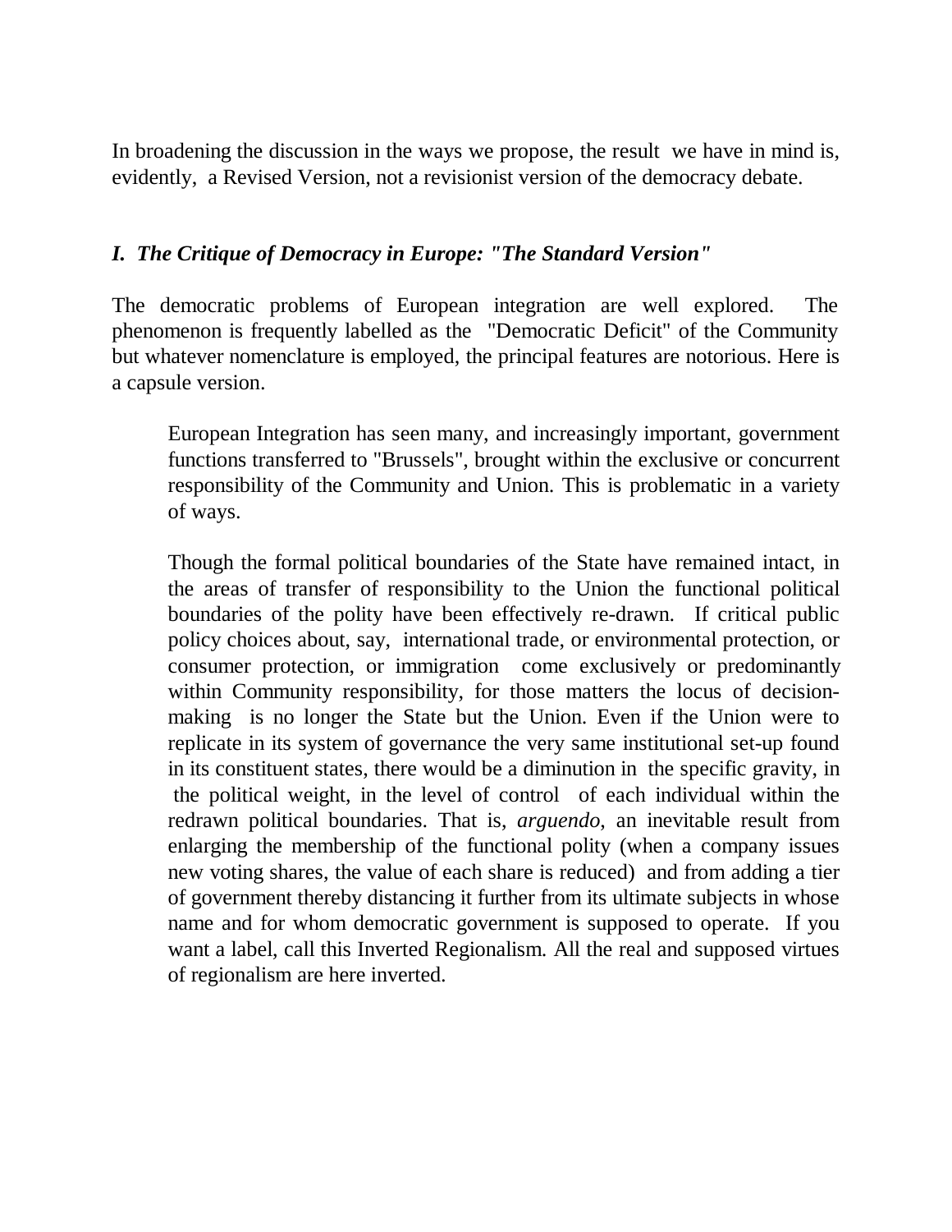In broadening the discussion in the ways we propose, the result we have in mind is, evidently, a Revised Version, not a revisionist version of the democracy debate.

## *I. The Critique of Democracy in Europe: "The Standard Version"*

The democratic problems of European integration are well explored. The phenomenon is frequently labelled as the "Democratic Deficit" of the Community but whatever nomenclature is employed, the principal features are notorious. Here is a capsule version.

> European Integration has seen many, and increasingly important, government functions transferred to "Brussels", brought within the exclusive or concurrent responsibility of the Community and Union. This is problematic in a variety of ways.
>
> Though the formal political boundaries of the State have remained intact, in the areas of transfer of responsibility to the Union the functional political boundaries of the polity have been effectively re-drawn. If critical public policy choices about, say, international trade, or environmental protection, or consumer protection, or immigration come exclusively or predominantly within Community responsibility, for those matters the locus of decision-making is no longer the State but the Union. Even if the Union were to replicate in its system of governance the very same institutional set-up found in its constituent states, there would be a diminution in the specific gravity, in the political weight, in the level of control of each individual within the redrawn political boundaries. That is, *arguendo*, an inevitable result from enlarging the membership of the functional polity (when a company issues new voting shares, the value of each share is reduced) and from adding a tier of government thereby distancing it further from its ultimate subjects in whose name and for whom democratic government is supposed to operate. If you want a label, call this Inverted Regionalism. All the real and supposed virtues of regionalism are here inverted.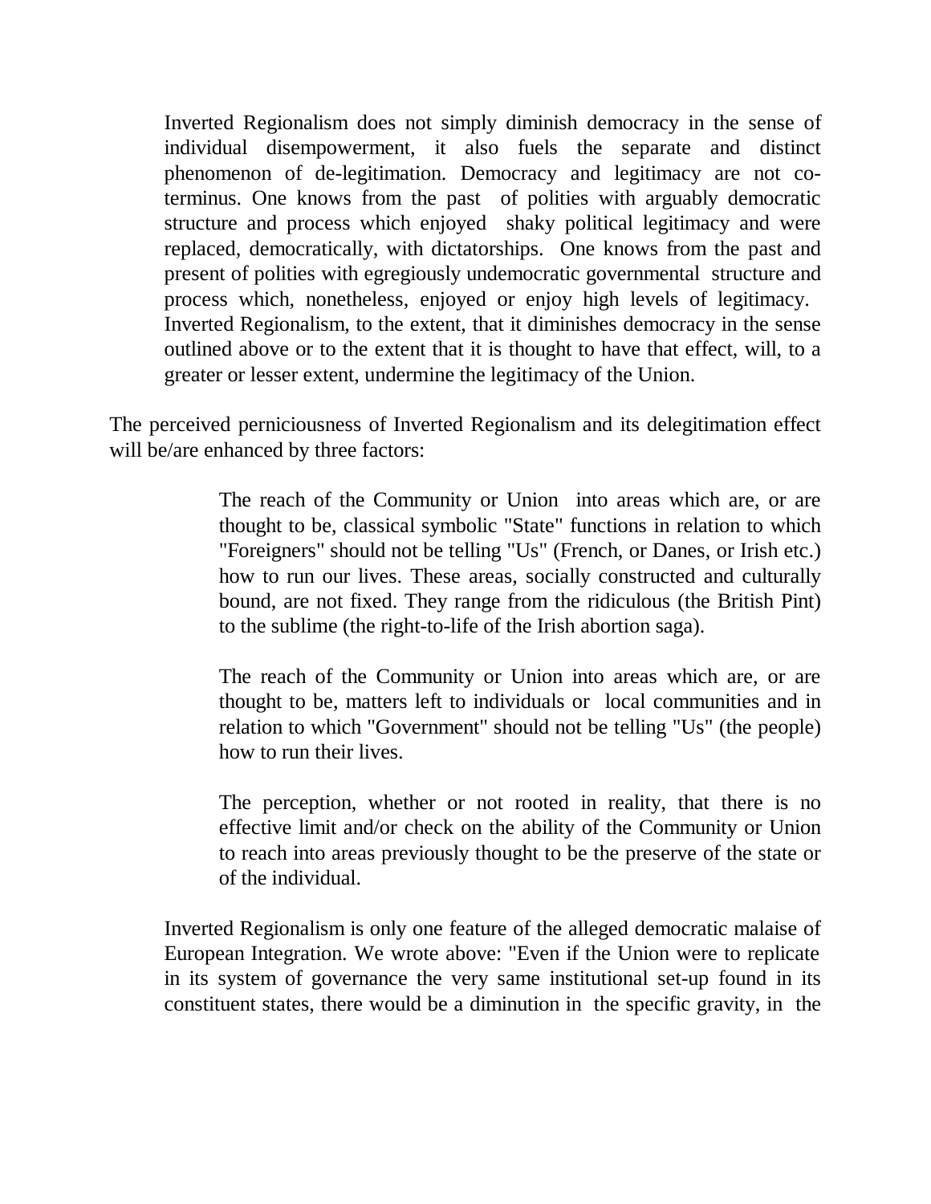Inverted Regionalism does not simply diminish democracy in the sense of individual disempowerment, it also fuels the separate and distinct phenomenon of de-legitimation. Democracy and legitimacy are not co-terminus. One knows from the past of polities with arguably democratic structure and process which enjoyed shaky political legitimacy and were replaced, democratically, with dictatorships. One knows from the past and present of polities with egregiously undemocratic governmental structure and process which, nonetheless, enjoyed or enjoy high levels of legitimacy. Inverted Regionalism, to the extent, that it diminishes democracy in the sense outlined above or to the extent that it is thought to have that effect, will, to a greater or lesser extent, undermine the legitimacy of the Union.

The perceived perniciousness of Inverted Regionalism and its delegitimation effect will be/are enhanced by three factors:

> The reach of the Community or Union into areas which are, or are thought to be, classical symbolic "State" functions in relation to which "Foreigners" should not be telling "Us" (French, or Danes, or Irish etc.) how to run our lives. These areas, socially constructed and culturally bound, are not fixed. They range from the ridiculous (the British Pint) to the sublime (the right-to-life of the Irish abortion saga).
>
> The reach of the Community or Union into areas which are, or are thought to be, matters left to individuals or local communities and in relation to which "Government" should not be telling "Us" (the people) how to run their lives.
>
> The perception, whether or not rooted in reality, that there is no effective limit and/or check on the ability of the Community or Union to reach into areas previously thought to be the preserve of the state or of the individual.

Inverted Regionalism is only one feature of the alleged democratic malaise of European Integration. We wrote above: "Even if the Union were to replicate in its system of governance the very same institutional set-up found in its constituent states, there would be a diminution in the specific gravity, in the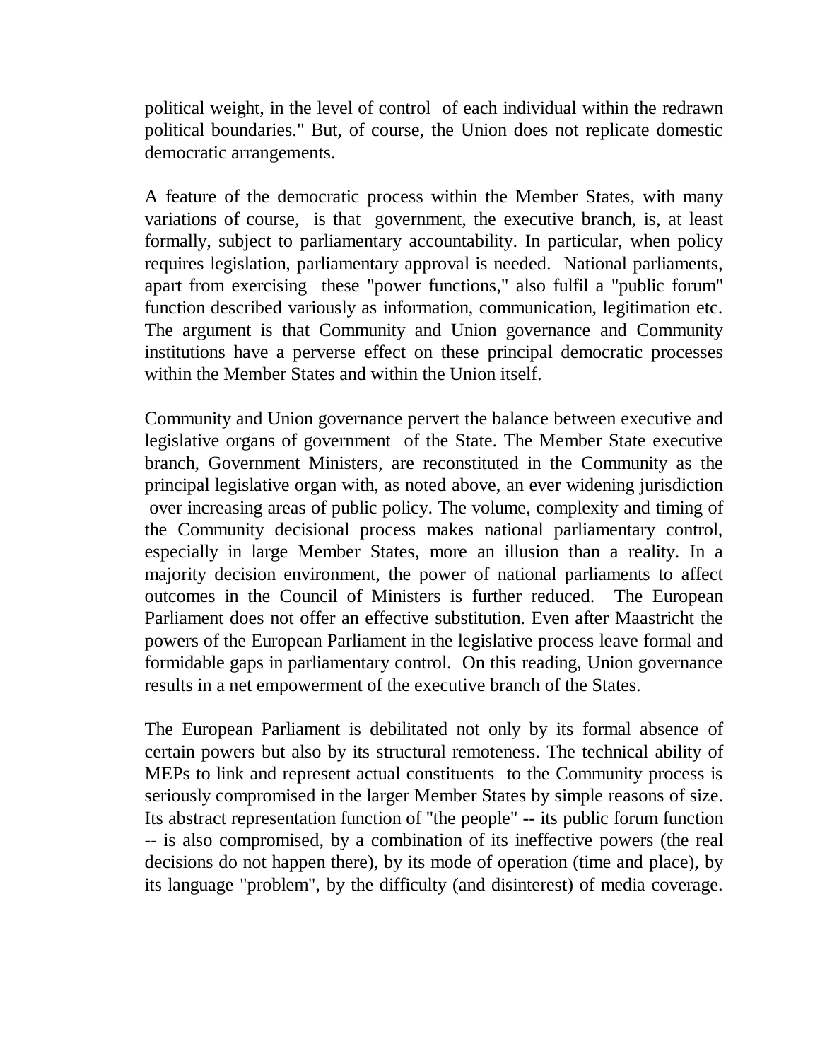political weight, in the level of control of each individual within the redrawn political boundaries." But, of course, the Union does not replicate domestic democratic arrangements.

A feature of the democratic process within the Member States, with many variations of course, is that government, the executive branch, is, at least formally, subject to parliamentary accountability. In particular, when policy requires legislation, parliamentary approval is needed. National parliaments, apart from exercising these "power functions," also fulfil a "public forum" function described variously as information, communication, legitimation etc. The argument is that Community and Union governance and Community institutions have a perverse effect on these principal democratic processes within the Member States and within the Union itself.

Community and Union governance pervert the balance between executive and legislative organs of government of the State. The Member State executive branch, Government Ministers, are reconstituted in the Community as the principal legislative organ with, as noted above, an ever widening jurisdiction over increasing areas of public policy. The volume, complexity and timing of the Community decisional process makes national parliamentary control, especially in large Member States, more an illusion than a reality. In a majority decision environment, the power of national parliaments to affect outcomes in the Council of Ministers is further reduced. The European Parliament does not offer an effective substitution. Even after Maastricht the powers of the European Parliament in the legislative process leave formal and formidable gaps in parliamentary control. On this reading, Union governance results in a net empowerment of the executive branch of the States.

The European Parliament is debilitated not only by its formal absence of certain powers but also by its structural remoteness. The technical ability of MEPs to link and represent actual constituents to the Community process is seriously compromised in the larger Member States by simple reasons of size. Its abstract representation function of "the people" -- its public forum function -- is also compromised, by a combination of its ineffective powers (the real decisions do not happen there), by its mode of operation (time and place), by its language "problem", by the difficulty (and disinterest) of media coverage.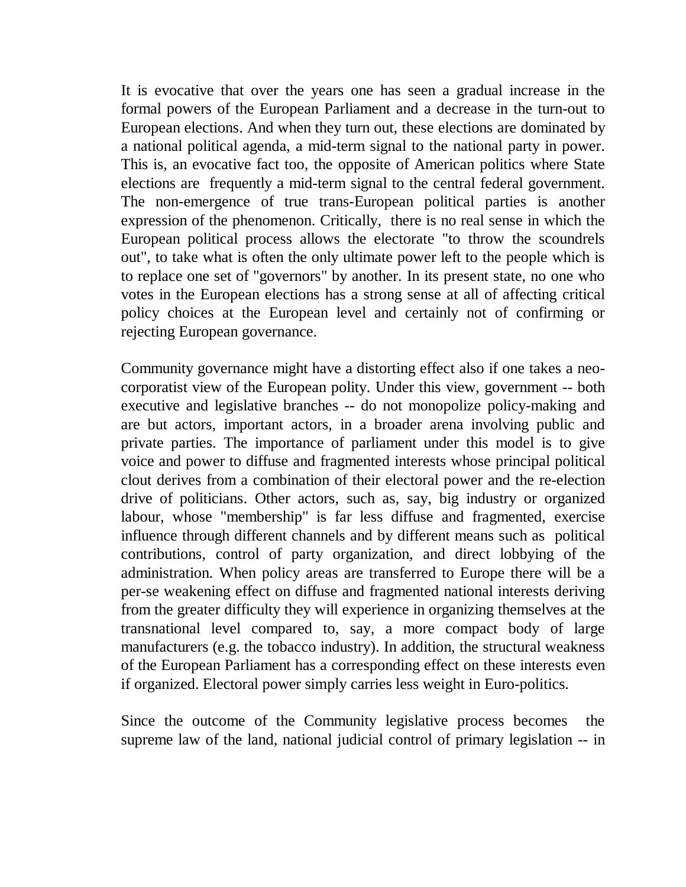It is evocative that over the years one has seen a gradual increase in the formal powers of the European Parliament and a decrease in the turn-out to European elections. And when they turn out, these elections are dominated by a national political agenda, a mid-term signal to the national party in power. This is, an evocative fact too, the opposite of American politics where State elections are frequently a mid-term signal to the central federal government. The non-emergence of true trans-European political parties is another expression of the phenomenon. Critically, there is no real sense in which the European political process allows the electorate "to throw the scoundrels out", to take what is often the only ultimate power left to the people which is to replace one set of "governors" by another. In its present state, no one who votes in the European elections has a strong sense at all of affecting critical policy choices at the European level and certainly not of confirming or rejecting European governance.

Community governance might have a distorting effect also if one takes a neo-corporatist view of the European polity. Under this view, government -- both executive and legislative branches -- do not monopolize policy-making and are but actors, important actors, in a broader arena involving public and private parties. The importance of parliament under this model is to give voice and power to diffuse and fragmented interests whose principal political clout derives from a combination of their electoral power and the re-election drive of politicians. Other actors, such as, say, big industry or organized labour, whose "membership" is far less diffuse and fragmented, exercise influence through different channels and by different means such as political contributions, control of party organization, and direct lobbying of the administration. When policy areas are transferred to Europe there will be a per-se weakening effect on diffuse and fragmented national interests deriving from the greater difficulty they will experience in organizing themselves at the transnational level compared to, say, a more compact body of large manufacturers (e.g. the tobacco industry). In addition, the structural weakness of the European Parliament has a corresponding effect on these interests even if organized. Electoral power simply carries less weight in Euro-politics.

Since the outcome of the Community legislative process becomes the supreme law of the land, national judicial control of primary legislation -- in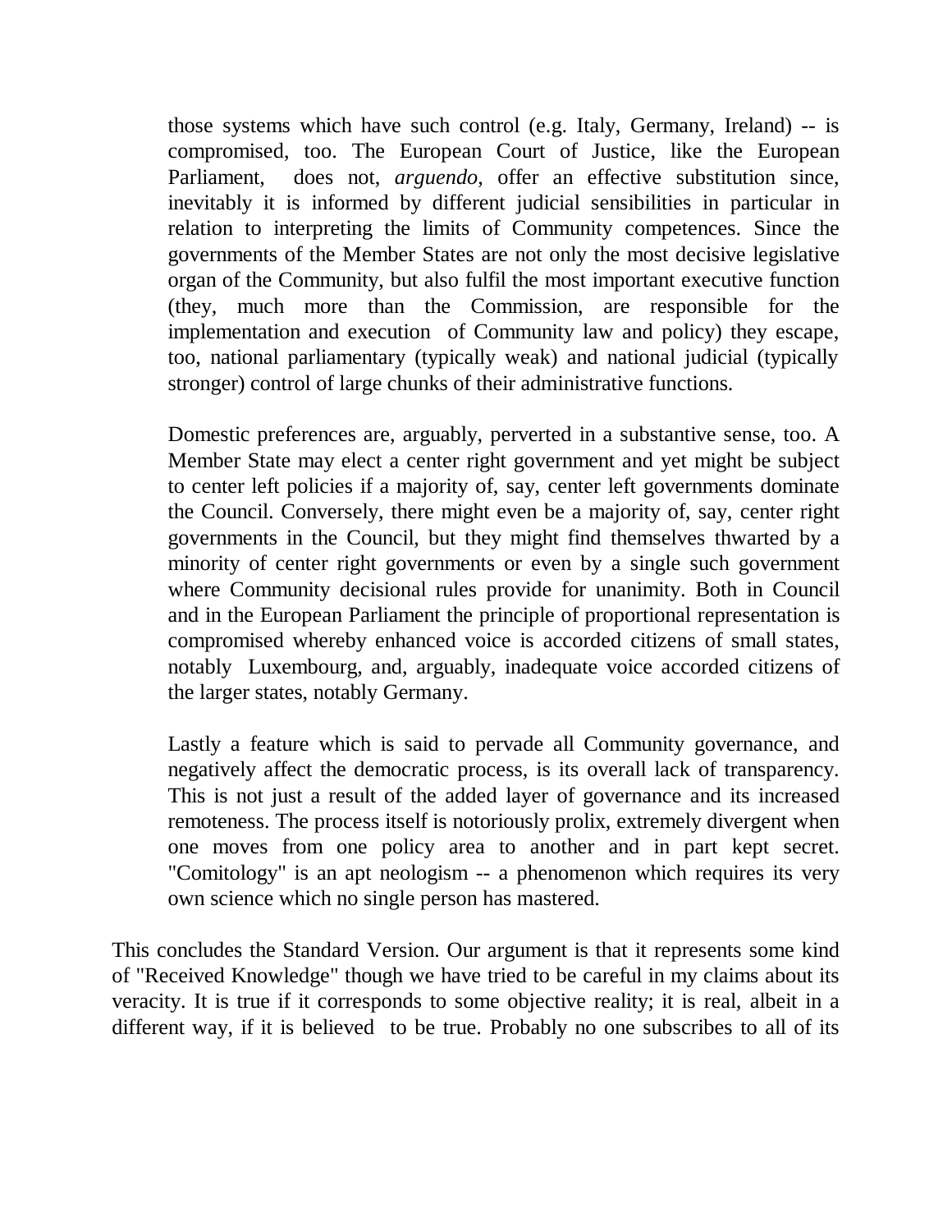those systems which have such control (e.g. Italy, Germany, Ireland) -- is compromised, too. The European Court of Justice, like the European Parliament, does not, *arguendo*, offer an effective substitution since, inevitably it is informed by different judicial sensibilities in particular in relation to interpreting the limits of Community competences. Since the governments of the Member States are not only the most decisive legislative organ of the Community, but also fulfil the most important executive function (they, much more than the Commission, are responsible for the implementation and execution of Community law and policy) they escape, too, national parliamentary (typically weak) and national judicial (typically stronger) control of large chunks of their administrative functions.

Domestic preferences are, arguably, perverted in a substantive sense, too. A Member State may elect a center right government and yet might be subject to center left policies if a majority of, say, center left governments dominate the Council. Conversely, there might even be a majority of, say, center right governments in the Council, but they might find themselves thwarted by a minority of center right governments or even by a single such government where Community decisional rules provide for unanimity. Both in Council and in the European Parliament the principle of proportional representation is compromised whereby enhanced voice is accorded citizens of small states, notably Luxembourg, and, arguably, inadequate voice accorded citizens of the larger states, notably Germany.

Lastly a feature which is said to pervade all Community governance, and negatively affect the democratic process, is its overall lack of transparency. This is not just a result of the added layer of governance and its increased remoteness. The process itself is notoriously prolix, extremely divergent when one moves from one policy area to another and in part kept secret. "Comitology" is an apt neologism -- a phenomenon which requires its very own science which no single person has mastered.

This concludes the Standard Version. Our argument is that it represents some kind of "Received Knowledge" though we have tried to be careful in my claims about its veracity. It is true if it corresponds to some objective reality; it is real, albeit in a different way, if it is believed to be true. Probably no one subscribes to all of its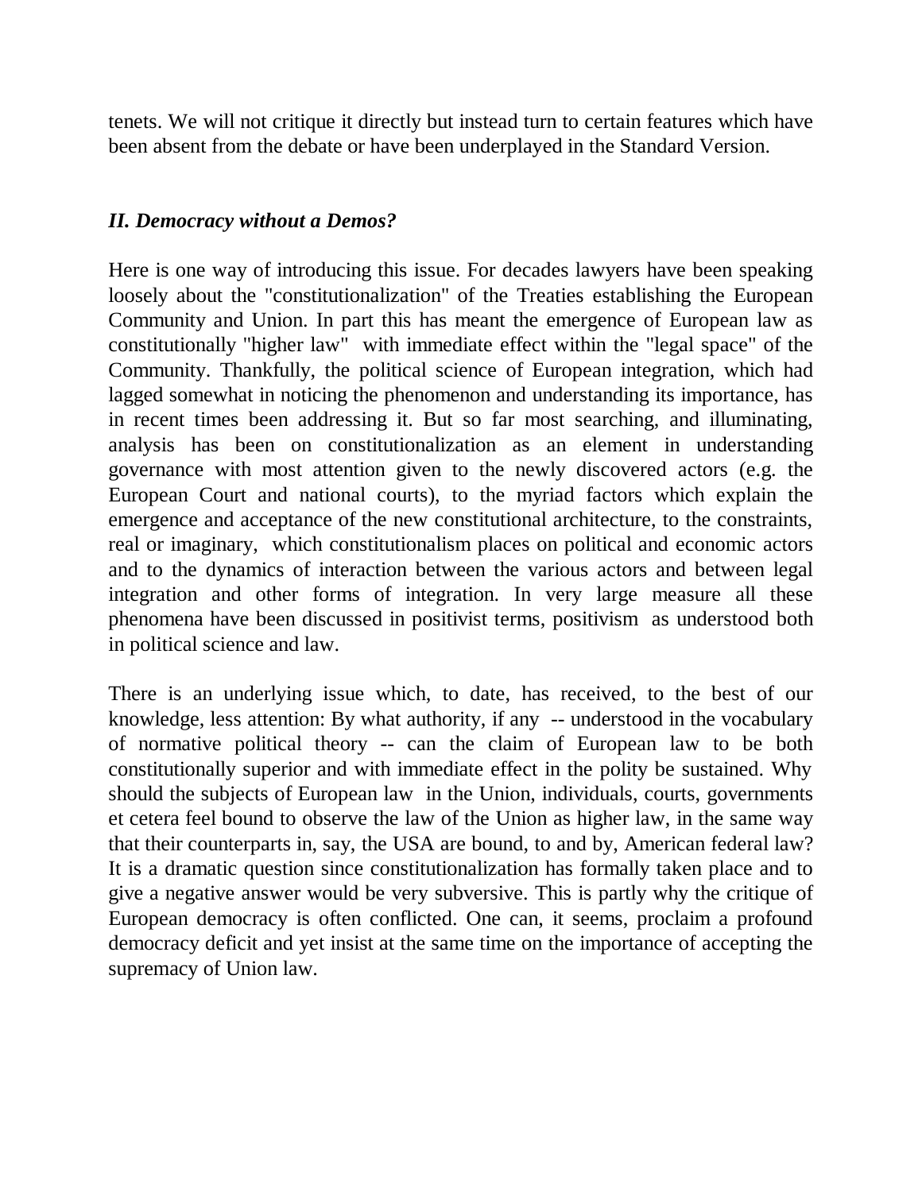tenets. We will not critique it directly but instead turn to certain features which have been absent from the debate or have been underplayed in the Standard Version.

## *II. Democracy without a Demos?*

Here is one way of introducing this issue. For decades lawyers have been speaking loosely about the "constitutionalization" of the Treaties establishing the European Community and Union. In part this has meant the emergence of European law as constitutionally "higher law" with immediate effect within the "legal space" of the Community. Thankfully, the political science of European integration, which had lagged somewhat in noticing the phenomenon and understanding its importance, has in recent times been addressing it. But so far most searching, and illuminating, analysis has been on constitutionalization as an element in understanding governance with most attention given to the newly discovered actors (e.g. the European Court and national courts), to the myriad factors which explain the emergence and acceptance of the new constitutional architecture, to the constraints, real or imaginary, which constitutionalism places on political and economic actors and to the dynamics of interaction between the various actors and between legal integration and other forms of integration. In very large measure all these phenomena have been discussed in positivist terms, positivism as understood both in political science and law.

There is an underlying issue which, to date, has received, to the best of our knowledge, less attention: By what authority, if any -- understood in the vocabulary of normative political theory -- can the claim of European law to be both constitutionally superior and with immediate effect in the polity be sustained. Why should the subjects of European law in the Union, individuals, courts, governments et cetera feel bound to observe the law of the Union as higher law, in the same way that their counterparts in, say, the USA are bound, to and by, American federal law? It is a dramatic question since constitutionalization has formally taken place and to give a negative answer would be very subversive. This is partly why the critique of European democracy is often conflicted. One can, it seems, proclaim a profound democracy deficit and yet insist at the same time on the importance of accepting the supremacy of Union law.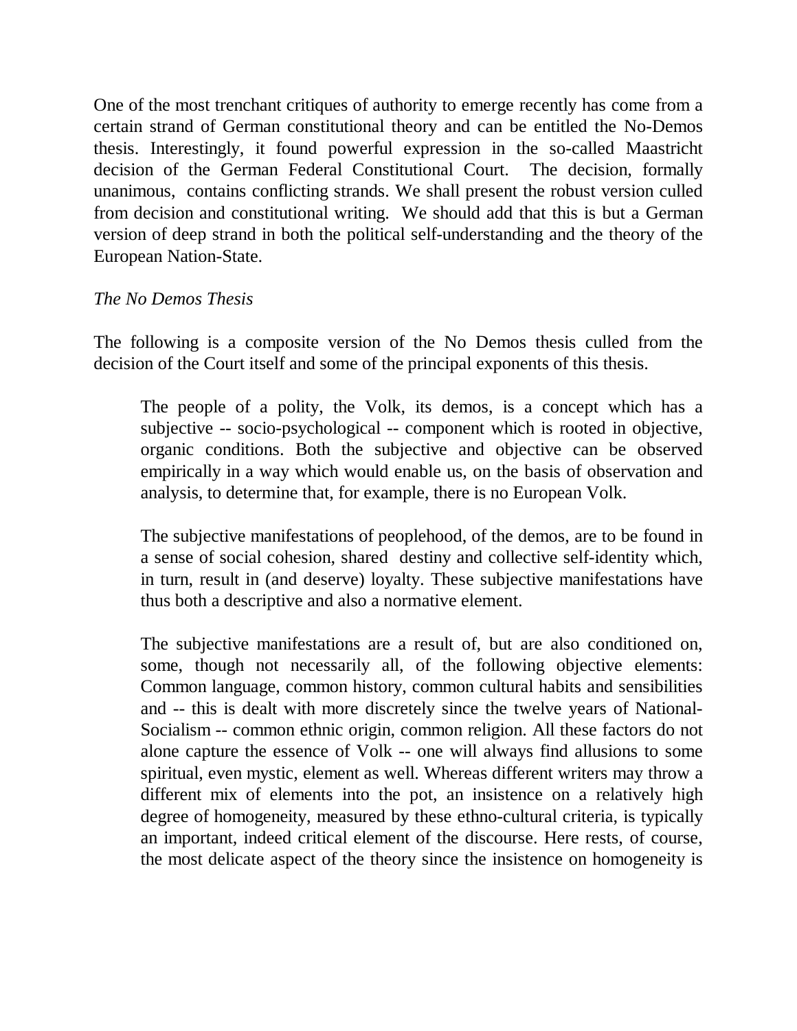One of the most trenchant critiques of authority to emerge recently has come from a certain strand of German constitutional theory and can be entitled the No-Demos thesis. Interestingly, it found powerful expression in the so-called Maastricht decision of the German Federal Constitutional Court. The decision, formally unanimous, contains conflicting strands. We shall present the robust version culled from decision and constitutional writing. We should add that this is but a German version of deep strand in both the political self-understanding and the theory of the European Nation-State.

*The No Demos Thesis*

The following is a composite version of the No Demos thesis culled from the decision of the Court itself and some of the principal exponents of this thesis.

> The people of a polity, the Volk, its demos, is a concept which has a subjective -- socio-psychological -- component which is rooted in objective, organic conditions. Both the subjective and objective can be observed empirically in a way which would enable us, on the basis of observation and analysis, to determine that, for example, there is no European Volk.
>
> The subjective manifestations of peoplehood, of the demos, are to be found in a sense of social cohesion, shared destiny and collective self-identity which, in turn, result in (and deserve) loyalty. These subjective manifestations have thus both a descriptive and also a normative element.
>
> The subjective manifestations are a result of, but are also conditioned on, some, though not necessarily all, of the following objective elements: Common language, common history, common cultural habits and sensibilities and -- this is dealt with more discretely since the twelve years of National-Socialism -- common ethnic origin, common religion. All these factors do not alone capture the essence of Volk -- one will always find allusions to some spiritual, even mystic, element as well. Whereas different writers may throw a different mix of elements into the pot, an insistence on a relatively high degree of homogeneity, measured by these ethno-cultural criteria, is typically an important, indeed critical element of the discourse. Here rests, of course, the most delicate aspect of the theory since the insistence on homogeneity is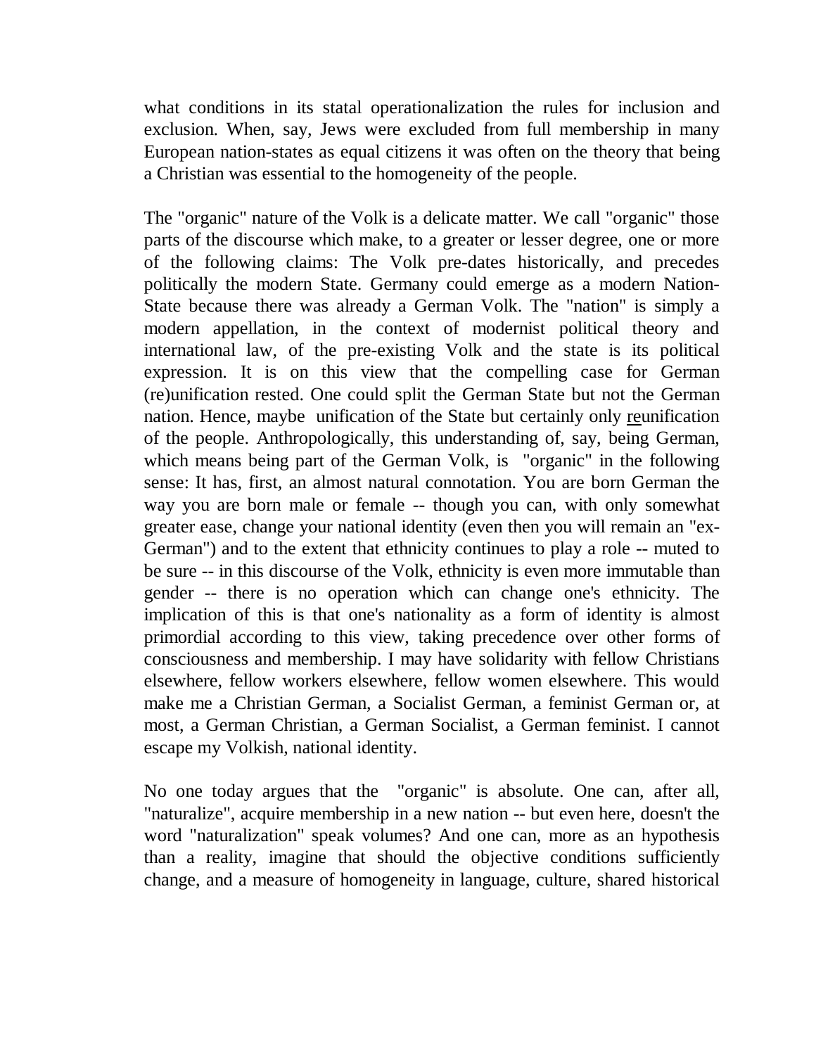what conditions in its statal operationalization the rules for inclusion and exclusion. When, say, Jews were excluded from full membership in many European nation-states as equal citizens it was often on the theory that being a Christian was essential to the homogeneity of the people.

The "organic" nature of the Volk is a delicate matter. We call "organic" those parts of the discourse which make, to a greater or lesser degree, one or more of the following claims: The Volk pre-dates historically, and precedes politically the modern State. Germany could emerge as a modern Nation-State because there was already a German Volk. The "nation" is simply a modern appellation, in the context of modernist political theory and international law, of the pre-existing Volk and the state is its political expression. It is on this view that the compelling case for German (re)unification rested. One could split the German State but not the German nation. Hence, maybe unification of the State but certainly only <u>re</u>unification of the people. Anthropologically, this understanding of, say, being German, which means being part of the German Volk, is "organic" in the following sense: It has, first, an almost natural connotation. You are born German the way you are born male or female -- though you can, with only somewhat greater ease, change your national identity (even then you will remain an "ex-German") and to the extent that ethnicity continues to play a role -- muted to be sure -- in this discourse of the Volk, ethnicity is even more immutable than gender -- there is no operation which can change one's ethnicity. The implication of this is that one's nationality as a form of identity is almost primordial according to this view, taking precedence over other forms of consciousness and membership. I may have solidarity with fellow Christians elsewhere, fellow workers elsewhere, fellow women elsewhere. This would make me a Christian German, a Socialist German, a feminist German or, at most, a German Christian, a German Socialist, a German feminist. I cannot escape my Volkish, national identity.

No one today argues that the "organic" is absolute. One can, after all, "naturalize", acquire membership in a new nation -- but even here, doesn't the word "naturalization" speak volumes? And one can, more as an hypothesis than a reality, imagine that should the objective conditions sufficiently change, and a measure of homogeneity in language, culture, shared historical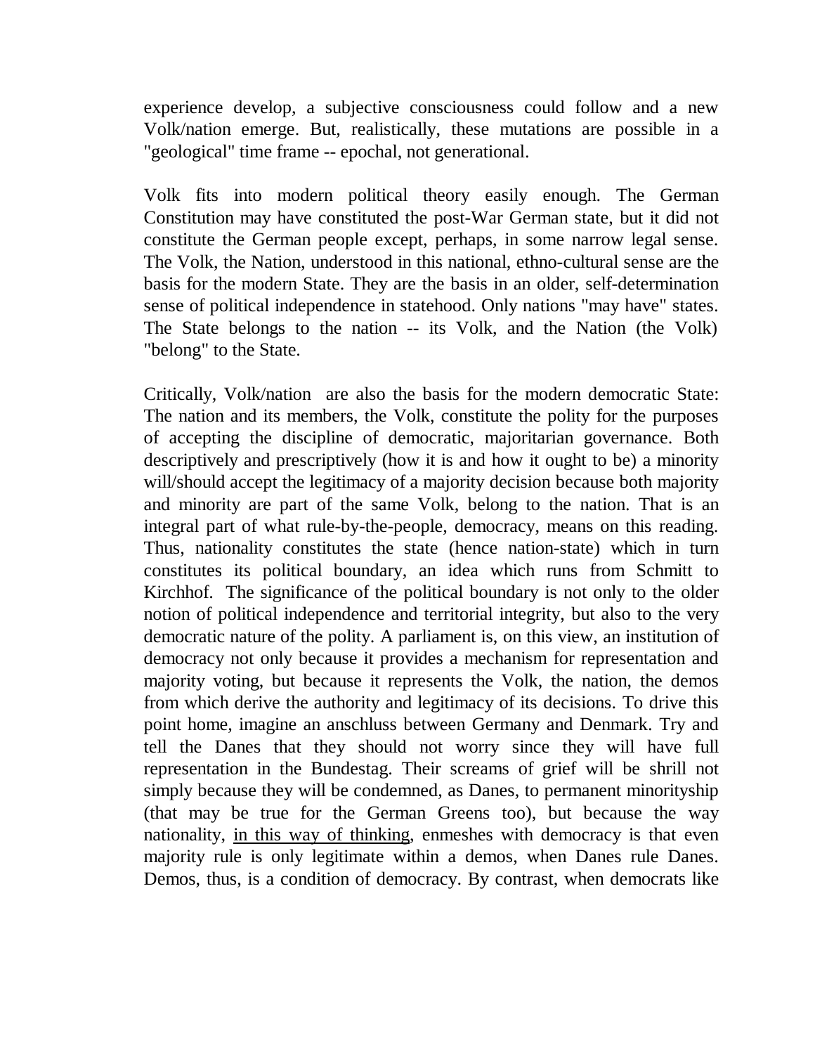experience develop, a subjective consciousness could follow and a new Volk/nation emerge. But, realistically, these mutations are possible in a "geological" time frame -- epochal, not generational.

Volk fits into modern political theory easily enough. The German Constitution may have constituted the post-War German state, but it did not constitute the German people except, perhaps, in some narrow legal sense. The Volk, the Nation, understood in this national, ethno-cultural sense are the basis for the modern State. They are the basis in an older, self-determination sense of political independence in statehood. Only nations "may have" states. The State belongs to the nation -- its Volk, and the Nation (the Volk) "belong" to the State.

Critically, Volk/nation are also the basis for the modern democratic State: The nation and its members, the Volk, constitute the polity for the purposes of accepting the discipline of democratic, majoritarian governance. Both descriptively and prescriptively (how it is and how it ought to be) a minority will/should accept the legitimacy of a majority decision because both majority and minority are part of the same Volk, belong to the nation. That is an integral part of what rule-by-the-people, democracy, means on this reading. Thus, nationality constitutes the state (hence nation-state) which in turn constitutes its political boundary, an idea which runs from Schmitt to Kirchhof. The significance of the political boundary is not only to the older notion of political independence and territorial integrity, but also to the very democratic nature of the polity. A parliament is, on this view, an institution of democracy not only because it provides a mechanism for representation and majority voting, but because it represents the Volk, the nation, the demos from which derive the authority and legitimacy of its decisions. To drive this point home, imagine an anschluss between Germany and Denmark. Try and tell the Danes that they should not worry since they will have full representation in the Bundestag. Their screams of grief will be shrill not simply because they will be condemned, as Danes, to permanent minorityship (that may be true for the German Greens too), but because the way nationality, <u>in this way of thinking</u>, enmeshes with democracy is that even majority rule is only legitimate within a demos, when Danes rule Danes. Demos, thus, is a condition of democracy. By contrast, when democrats like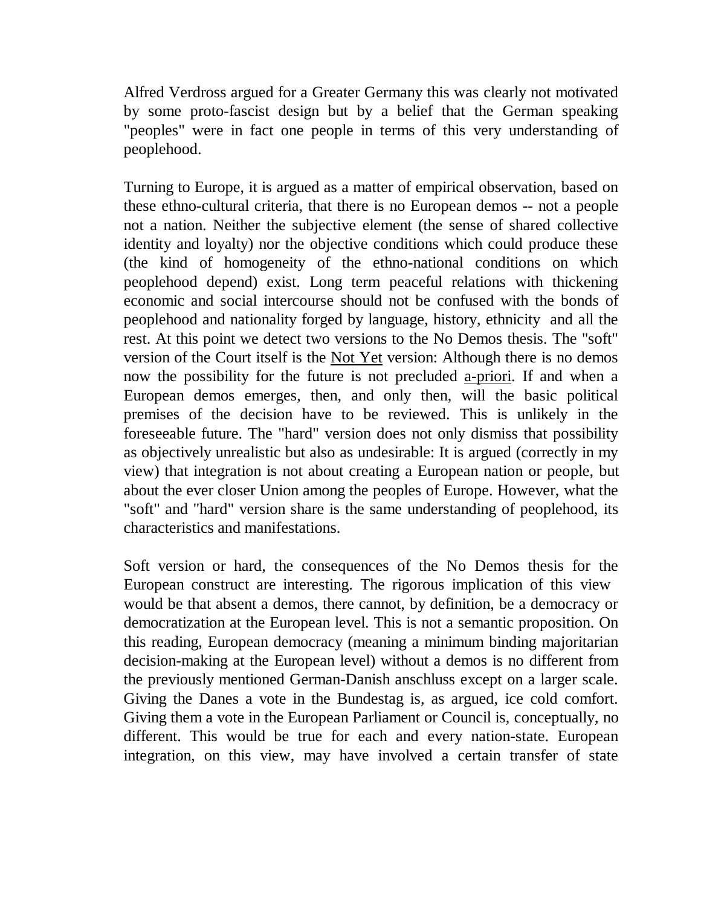Alfred Verdross argued for a Greater Germany this was clearly not motivated by some proto-fascist design but by a belief that the German speaking "peoples" were in fact one people in terms of this very understanding of peoplehood.

Turning to Europe, it is argued as a matter of empirical observation, based on these ethno-cultural criteria, that there is no European demos -- not a people not a nation. Neither the subjective element (the sense of shared collective identity and loyalty) nor the objective conditions which could produce these (the kind of homogeneity of the ethno-national conditions on which peoplehood depend) exist. Long term peaceful relations with thickening economic and social intercourse should not be confused with the bonds of peoplehood and nationality forged by language, history, ethnicity and all the rest. At this point we detect two versions to the No Demos thesis. The "soft" version of the Court itself is the <u>Not Yet</u> version: Although there is no demos now the possibility for the future is not precluded <u>a-priori</u>. If and when a European demos emerges, then, and only then, will the basic political premises of the decision have to be reviewed. This is unlikely in the foreseeable future. The "hard" version does not only dismiss that possibility as objectively unrealistic but also as undesirable: It is argued (correctly in my view) that integration is not about creating a European nation or people, but about the ever closer Union among the peoples of Europe. However, what the "soft" and "hard" version share is the same understanding of peoplehood, its characteristics and manifestations.

Soft version or hard, the consequences of the No Demos thesis for the European construct are interesting. The rigorous implication of this view would be that absent a demos, there cannot, by definition, be a democracy or democratization at the European level. This is not a semantic proposition. On this reading, European democracy (meaning a minimum binding majoritarian decision-making at the European level) without a demos is no different from the previously mentioned German-Danish anschluss except on a larger scale. Giving the Danes a vote in the Bundestag is, as argued, ice cold comfort. Giving them a vote in the European Parliament or Council is, conceptually, no different. This would be true for each and every nation-state. European integration, on this view, may have involved a certain transfer of state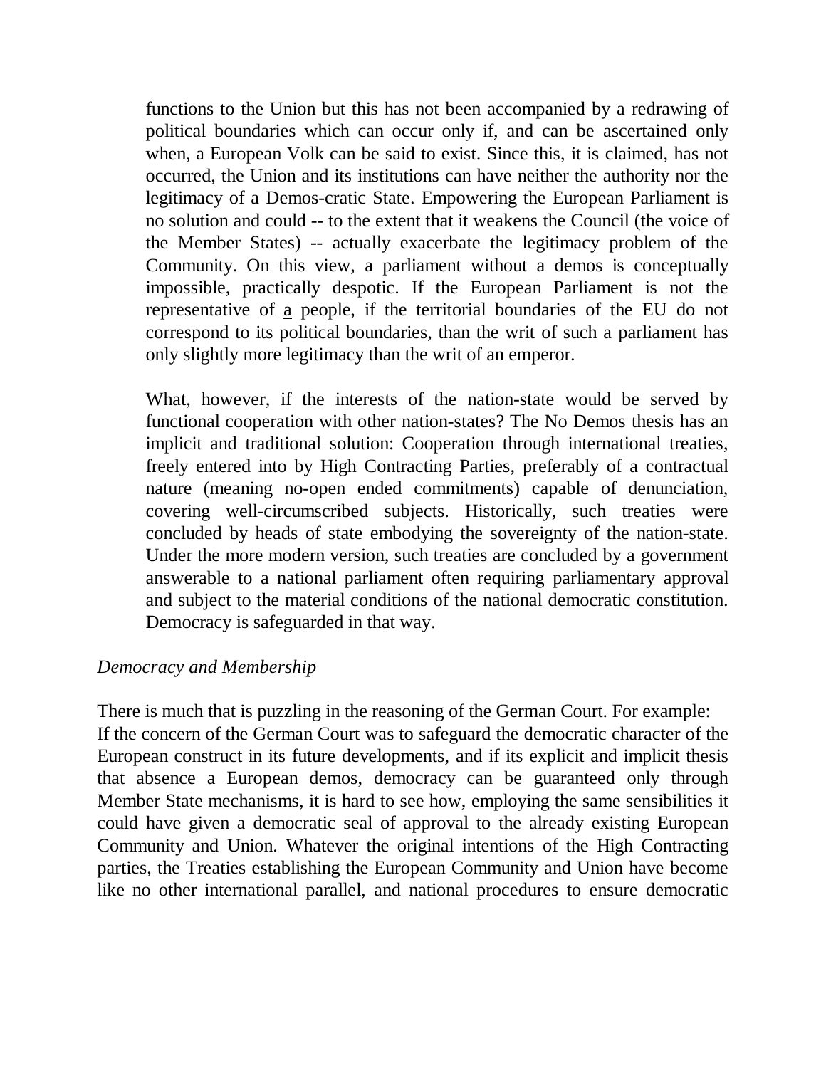functions to the Union but this has not been accompanied by a redrawing of political boundaries which can occur only if, and can be ascertained only when, a European Volk can be said to exist. Since this, it is claimed, has not occurred, the Union and its institutions can have neither the authority nor the legitimacy of a Demos-cratic State. Empowering the European Parliament is no solution and could -- to the extent that it weakens the Council (the voice of the Member States) -- actually exacerbate the legitimacy problem of the Community. On this view, a parliament without a demos is conceptually impossible, practically despotic. If the European Parliament is not the representative of a people, if the territorial boundaries of the EU do not correspond to its political boundaries, than the writ of such a parliament has only slightly more legitimacy than the writ of an emperor.

What, however, if the interests of the nation-state would be served by functional cooperation with other nation-states? The No Demos thesis has an implicit and traditional solution: Cooperation through international treaties, freely entered into by High Contracting Parties, preferably of a contractual nature (meaning no-open ended commitments) capable of denunciation, covering well-circumscribed subjects. Historically, such treaties were concluded by heads of state embodying the sovereignty of the nation-state. Under the more modern version, such treaties are concluded by a government answerable to a national parliament often requiring parliamentary approval and subject to the material conditions of the national democratic constitution. Democracy is safeguarded in that way.

*Democracy and Membership*

There is much that is puzzling in the reasoning of the German Court. For example:
If the concern of the German Court was to safeguard the democratic character of the European construct in its future developments, and if its explicit and implicit thesis that absence a European demos, democracy can be guaranteed only through Member State mechanisms, it is hard to see how, employing the same sensibilities it could have given a democratic seal of approval to the already existing European Community and Union. Whatever the original intentions of the High Contracting parties, the Treaties establishing the European Community and Union have become like no other international parallel, and national procedures to ensure democratic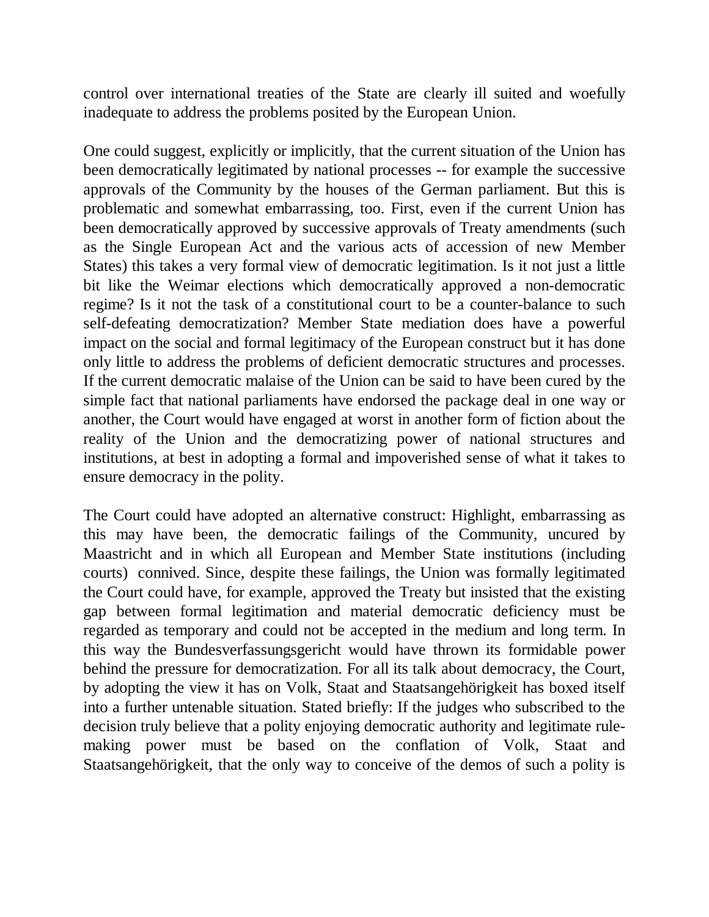control over international treaties of the State are clearly ill suited and woefully inadequate to address the problems posited by the European Union.

One could suggest, explicitly or implicitly, that the current situation of the Union has been democratically legitimated by national processes -- for example the successive approvals of the Community by the houses of the German parliament. But this is problematic and somewhat embarrassing, too. First, even if the current Union has been democratically approved by successive approvals of Treaty amendments (such as the Single European Act and the various acts of accession of new Member States) this takes a very formal view of democratic legitimation. Is it not just a little bit like the Weimar elections which democratically approved a non-democratic regime? Is it not the task of a constitutional court to be a counter-balance to such self-defeating democratization? Member State mediation does have a powerful impact on the social and formal legitimacy of the European construct but it has done only little to address the problems of deficient democratic structures and processes. If the current democratic malaise of the Union can be said to have been cured by the simple fact that national parliaments have endorsed the package deal in one way or another, the Court would have engaged at worst in another form of fiction about the reality of the Union and the democratizing power of national structures and institutions, at best in adopting a formal and impoverished sense of what it takes to ensure democracy in the polity.

The Court could have adopted an alternative construct: Highlight, embarrassing as this may have been, the democratic failings of the Community, uncured by Maastricht and in which all European and Member State institutions (including courts) connived. Since, despite these failings, the Union was formally legitimated the Court could have, for example, approved the Treaty but insisted that the existing gap between formal legitimation and material democratic deficiency must be regarded as temporary and could not be accepted in the medium and long term. In this way the Bundesverfassungsgericht would have thrown its formidable power behind the pressure for democratization. For all its talk about democracy, the Court, by adopting the view it has on Volk, Staat and Staatsangehörigkeit has boxed itself into a further untenable situation. Stated briefly: If the judges who subscribed to the decision truly believe that a polity enjoying democratic authority and legitimate rule-making power must be based on the conflation of Volk, Staat and Staatsangehörigkeit, that the only way to conceive of the demos of such a polity is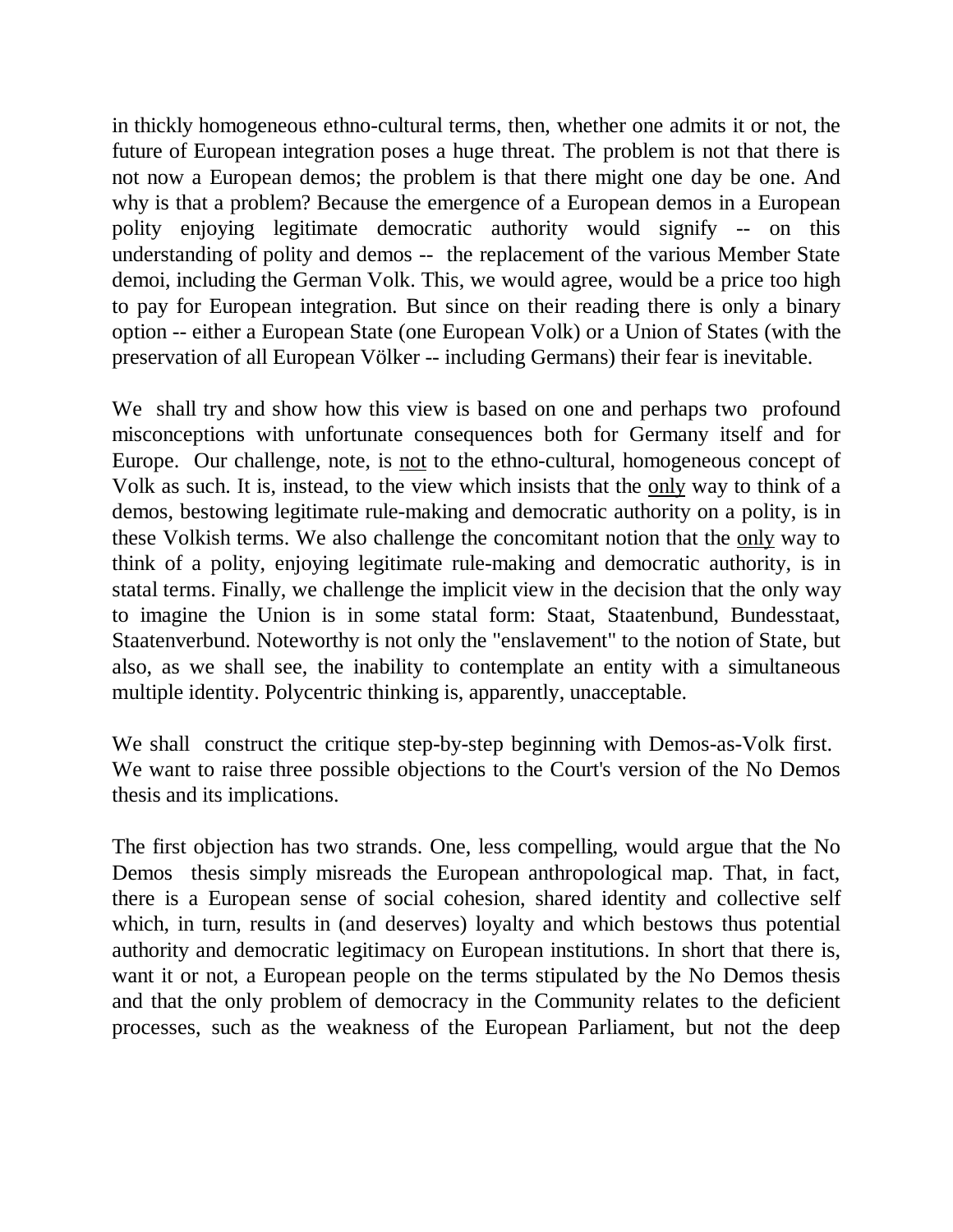in thickly homogeneous ethno-cultural terms, then, whether one admits it or not, the future of European integration poses a huge threat. The problem is not that there is not now a European demos; the problem is that there might one day be one. And why is that a problem? Because the emergence of a European demos in a European polity enjoying legitimate democratic authority would signify -- on this understanding of polity and demos -- the replacement of the various Member State demoi, including the German Volk. This, we would agree, would be a price too high to pay for European integration. But since on their reading there is only a binary option -- either a European State (one European Volk) or a Union of States (with the preservation of all European Völker -- including Germans) their fear is inevitable.

We shall try and show how this view is based on one and perhaps two profound misconceptions with unfortunate consequences both for Germany itself and for Europe. Our challenge, note, is <u>not</u> to the ethno-cultural, homogeneous concept of Volk as such. It is, instead, to the view which insists that the <u>only</u> way to think of a demos, bestowing legitimate rule-making and democratic authority on a polity, is in these Volkish terms. We also challenge the concomitant notion that the <u>only</u> way to think of a polity, enjoying legitimate rule-making and democratic authority, is in statal terms. Finally, we challenge the implicit view in the decision that the only way to imagine the Union is in some statal form: Staat, Staatenbund, Bundesstaat, Staatenverbund. Noteworthy is not only the "enslavement" to the notion of State, but also, as we shall see, the inability to contemplate an entity with a simultaneous multiple identity. Polycentric thinking is, apparently, unacceptable.

We shall construct the critique step-by-step beginning with Demos-as-Volk first. We want to raise three possible objections to the Court's version of the No Demos thesis and its implications.

The first objection has two strands. One, less compelling, would argue that the No Demos thesis simply misreads the European anthropological map. That, in fact, there is a European sense of social cohesion, shared identity and collective self which, in turn, results in (and deserves) loyalty and which bestows thus potential authority and democratic legitimacy on European institutions. In short that there is, want it or not, a European people on the terms stipulated by the No Demos thesis and that the only problem of democracy in the Community relates to the deficient processes, such as the weakness of the European Parliament, but not the deep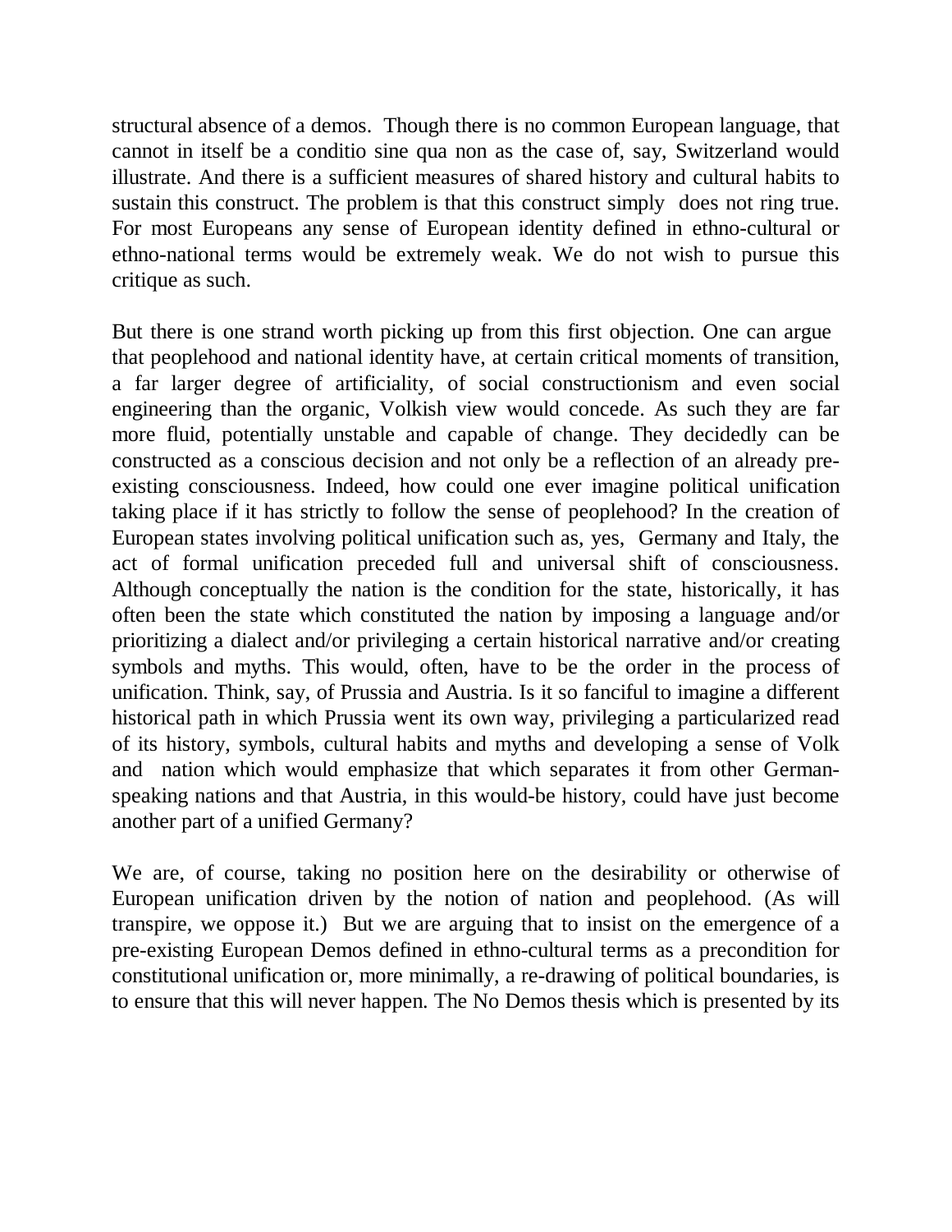structural absence of a demos. Though there is no common European language, that cannot in itself be a conditio sine qua non as the case of, say, Switzerland would illustrate. And there is a sufficient measures of shared history and cultural habits to sustain this construct. The problem is that this construct simply does not ring true. For most Europeans any sense of European identity defined in ethno-cultural or ethno-national terms would be extremely weak. We do not wish to pursue this critique as such.

But there is one strand worth picking up from this first objection. One can argue that peoplehood and national identity have, at certain critical moments of transition, a far larger degree of artificiality, of social constructionism and even social engineering than the organic, Volkish view would concede. As such they are far more fluid, potentially unstable and capable of change. They decidedly can be constructed as a conscious decision and not only be a reflection of an already pre-existing consciousness. Indeed, how could one ever imagine political unification taking place if it has strictly to follow the sense of peoplehood? In the creation of European states involving political unification such as, yes, Germany and Italy, the act of formal unification preceded full and universal shift of consciousness. Although conceptually the nation is the condition for the state, historically, it has often been the state which constituted the nation by imposing a language and/or prioritizing a dialect and/or privileging a certain historical narrative and/or creating symbols and myths. This would, often, have to be the order in the process of unification. Think, say, of Prussia and Austria. Is it so fanciful to imagine a different historical path in which Prussia went its own way, privileging a particularized read of its history, symbols, cultural habits and myths and developing a sense of Volk and nation which would emphasize that which separates it from other German-speaking nations and that Austria, in this would-be history, could have just become another part of a unified Germany?

We are, of course, taking no position here on the desirability or otherwise of European unification driven by the notion of nation and peoplehood. (As will transpire, we oppose it.) But we are arguing that to insist on the emergence of a pre-existing European Demos defined in ethno-cultural terms as a precondition for constitutional unification or, more minimally, a re-drawing of political boundaries, is to ensure that this will never happen. The No Demos thesis which is presented by its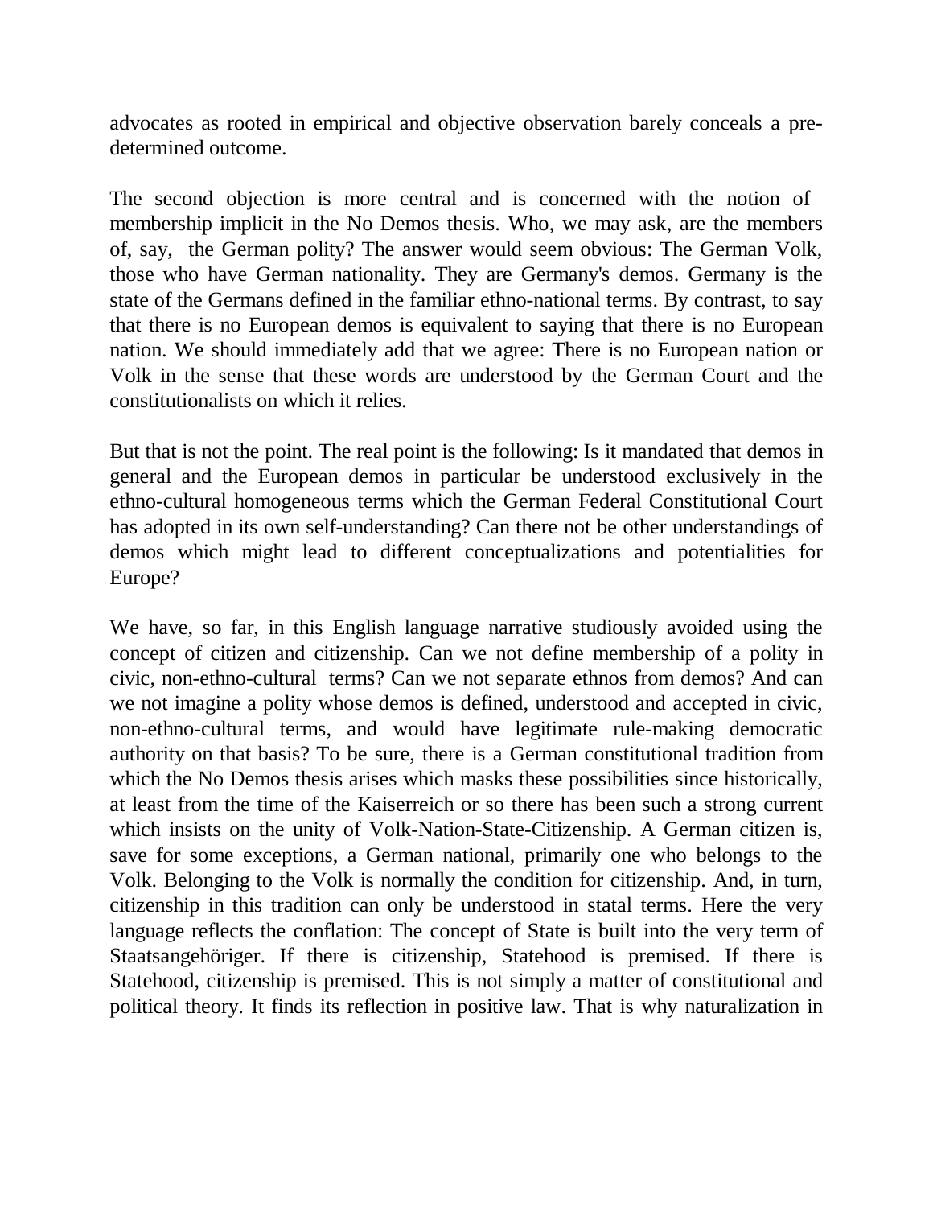advocates as rooted in empirical and objective observation barely conceals a pre-determined outcome.

The second objection is more central and is concerned with the notion of membership implicit in the No Demos thesis. Who, we may ask, are the members of, say, the German polity? The answer would seem obvious: The German Volk, those who have German nationality. They are Germany's demos. Germany is the state of the Germans defined in the familiar ethno-national terms. By contrast, to say that there is no European demos is equivalent to saying that there is no European nation. We should immediately add that we agree: There is no European nation or Volk in the sense that these words are understood by the German Court and the constitutionalists on which it relies.

But that is not the point. The real point is the following: Is it mandated that demos in general and the European demos in particular be understood exclusively in the ethno-cultural homogeneous terms which the German Federal Constitutional Court has adopted in its own self-understanding? Can there not be other understandings of demos which might lead to different conceptualizations and potentialities for Europe?

We have, so far, in this English language narrative studiously avoided using the concept of citizen and citizenship. Can we not define membership of a polity in civic, non-ethno-cultural terms? Can we not separate ethnos from demos? And can we not imagine a polity whose demos is defined, understood and accepted in civic, non-ethno-cultural terms, and would have legitimate rule-making democratic authority on that basis? To be sure, there is a German constitutional tradition from which the No Demos thesis arises which masks these possibilities since historically, at least from the time of the Kaiserreich or so there has been such a strong current which insists on the unity of Volk-Nation-State-Citizenship. A German citizen is, save for some exceptions, a German national, primarily one who belongs to the Volk. Belonging to the Volk is normally the condition for citizenship. And, in turn, citizenship in this tradition can only be understood in statal terms. Here the very language reflects the conflation: The concept of State is built into the very term of Staatsangehöriger. If there is citizenship, Statehood is premised. If there is Statehood, citizenship is premised. This is not simply a matter of constitutional and political theory. It finds its reflection in positive law. That is why naturalization in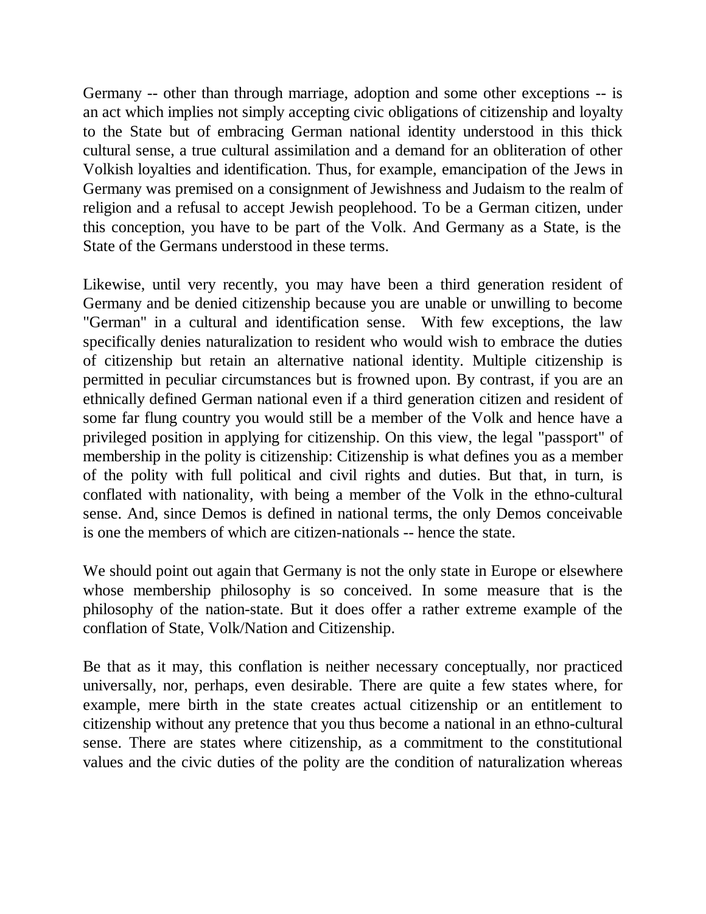Germany -- other than through marriage, adoption and some other exceptions -- is an act which implies not simply accepting civic obligations of citizenship and loyalty to the State but of embracing German national identity understood in this thick cultural sense, a true cultural assimilation and a demand for an obliteration of other Volkish loyalties and identification. Thus, for example, emancipation of the Jews in Germany was premised on a consignment of Jewishness and Judaism to the realm of religion and a refusal to accept Jewish peoplehood. To be a German citizen, under this conception, you have to be part of the Volk. And Germany as a State, is the State of the Germans understood in these terms.

Likewise, until very recently, you may have been a third generation resident of Germany and be denied citizenship because you are unable or unwilling to become "German" in a cultural and identification sense. With few exceptions, the law specifically denies naturalization to resident who would wish to embrace the duties of citizenship but retain an alternative national identity. Multiple citizenship is permitted in peculiar circumstances but is frowned upon. By contrast, if you are an ethnically defined German national even if a third generation citizen and resident of some far flung country you would still be a member of the Volk and hence have a privileged position in applying for citizenship. On this view, the legal "passport" of membership in the polity is citizenship: Citizenship is what defines you as a member of the polity with full political and civil rights and duties. But that, in turn, is conflated with nationality, with being a member of the Volk in the ethno-cultural sense. And, since Demos is defined in national terms, the only Demos conceivable is one the members of which are citizen-nationals -- hence the state.

We should point out again that Germany is not the only state in Europe or elsewhere whose membership philosophy is so conceived. In some measure that is the philosophy of the nation-state. But it does offer a rather extreme example of the conflation of State, Volk/Nation and Citizenship.

Be that as it may, this conflation is neither necessary conceptually, nor practiced universally, nor, perhaps, even desirable. There are quite a few states where, for example, mere birth in the state creates actual citizenship or an entitlement to citizenship without any pretence that you thus become a national in an ethno-cultural sense. There are states where citizenship, as a commitment to the constitutional values and the civic duties of the polity are the condition of naturalization whereas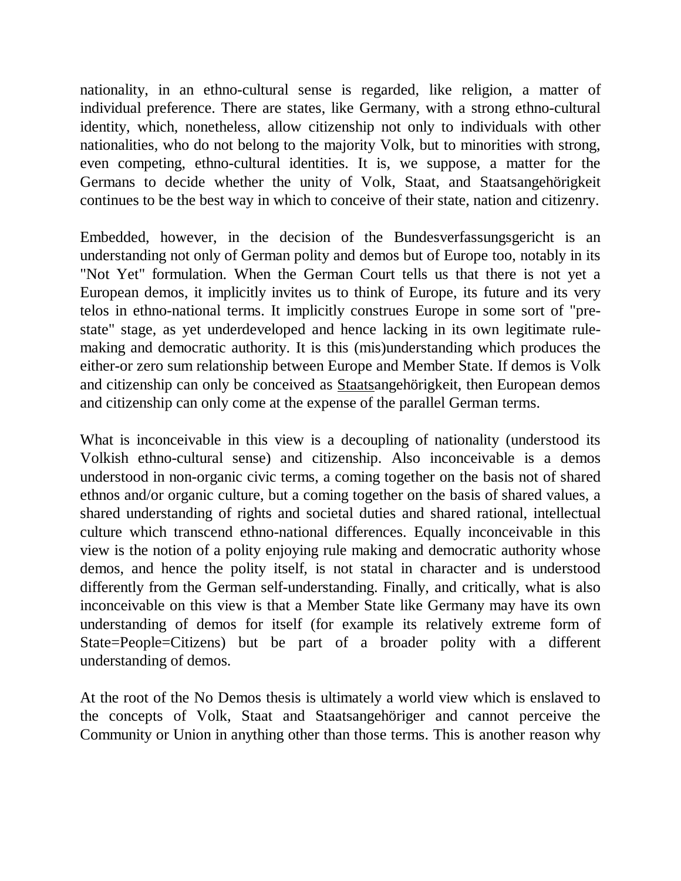nationality, in an ethno-cultural sense is regarded, like religion, a matter of individual preference. There are states, like Germany, with a strong ethno-cultural identity, which, nonetheless, allow citizenship not only to individuals with other nationalities, who do not belong to the majority Volk, but to minorities with strong, even competing, ethno-cultural identities. It is, we suppose, a matter for the Germans to decide whether the unity of Volk, Staat, and Staatsangehörigkeit continues to be the best way in which to conceive of their state, nation and citizenry.

Embedded, however, in the decision of the Bundesverfassungsgericht is an understanding not only of German polity and demos but of Europe too, notably in its "Not Yet" formulation. When the German Court tells us that there is not yet a European demos, it implicitly invites us to think of Europe, its future and its very telos in ethno-national terms. It implicitly construes Europe in some sort of "pre-state" stage, as yet underdeveloped and hence lacking in its own legitimate rule-making and democratic authority. It is this (mis)understanding which produces the either-or zero sum relationship between Europe and Member State. If demos is Volk and citizenship can only be conceived as <u>Staats</u>angehörigkeit, then European demos and citizenship can only come at the expense of the parallel German terms.

What is inconceivable in this view is a decoupling of nationality (understood its Volkish ethno-cultural sense) and citizenship. Also inconceivable is a demos understood in non-organic civic terms, a coming together on the basis not of shared ethnos and/or organic culture, but a coming together on the basis of shared values, a shared understanding of rights and societal duties and shared rational, intellectual culture which transcend ethno-national differences. Equally inconceivable in this view is the notion of a polity enjoying rule making and democratic authority whose demos, and hence the polity itself, is not statal in character and is understood differently from the German self-understanding. Finally, and critically, what is also inconceivable on this view is that a Member State like Germany may have its own understanding of demos for itself (for example its relatively extreme form of State=People=Citizens) but be part of a broader polity with a different understanding of demos.

At the root of the No Demos thesis is ultimately a world view which is enslaved to the concepts of Volk, Staat and Staatsangehöriger and cannot perceive the Community or Union in anything other than those terms. This is another reason why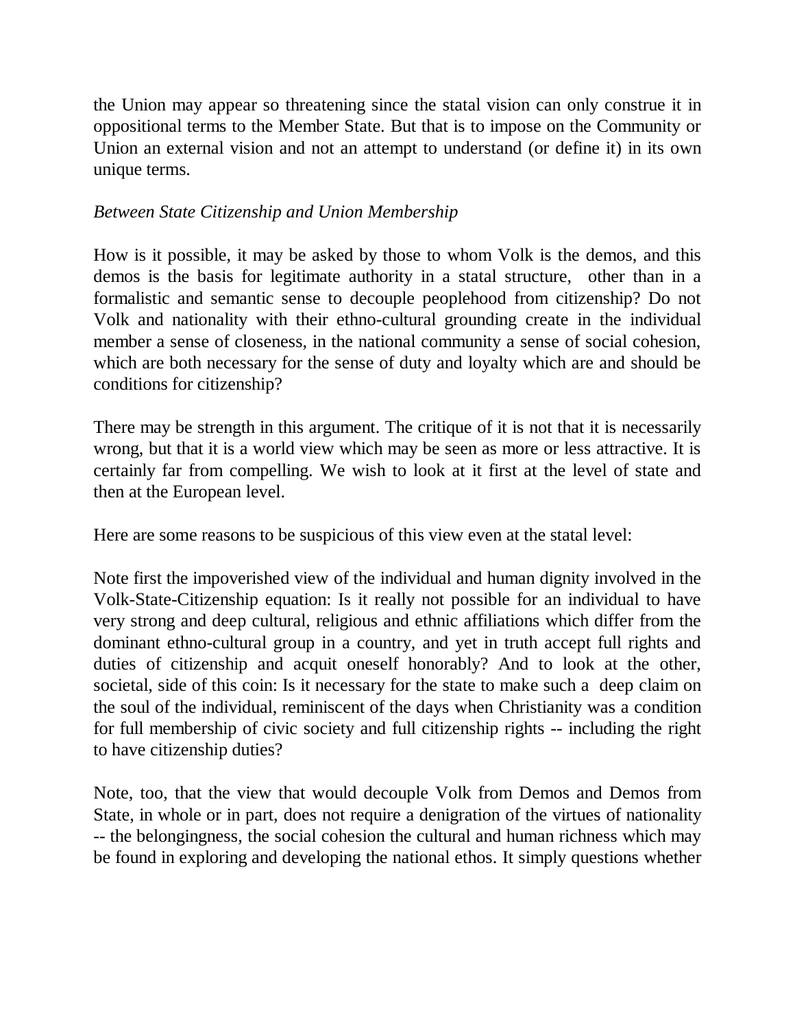the Union may appear so threatening since the statal vision can only construe it in oppositional terms to the Member State. But that is to impose on the Community or Union an external vision and not an attempt to understand (or define it) in its own unique terms.

*Between State Citizenship and Union Membership*

How is it possible, it may be asked by those to whom Volk is the demos, and this demos is the basis for legitimate authority in a statal structure, other than in a formalistic and semantic sense to decouple peoplehood from citizenship? Do not Volk and nationality with their ethno-cultural grounding create in the individual member a sense of closeness, in the national community a sense of social cohesion, which are both necessary for the sense of duty and loyalty which are and should be conditions for citizenship?

There may be strength in this argument. The critique of it is not that it is necessarily wrong, but that it is a world view which may be seen as more or less attractive. It is certainly far from compelling. We wish to look at it first at the level of state and then at the European level.

Here are some reasons to be suspicious of this view even at the statal level:

Note first the impoverished view of the individual and human dignity involved in the Volk-State-Citizenship equation: Is it really not possible for an individual to have very strong and deep cultural, religious and ethnic affiliations which differ from the dominant ethno-cultural group in a country, and yet in truth accept full rights and duties of citizenship and acquit oneself honorably? And to look at the other, societal, side of this coin: Is it necessary for the state to make such a deep claim on the soul of the individual, reminiscent of the days when Christianity was a condition for full membership of civic society and full citizenship rights -- including the right to have citizenship duties?

Note, too, that the view that would decouple Volk from Demos and Demos from State, in whole or in part, does not require a denigration of the virtues of nationality -- the belongingness, the social cohesion the cultural and human richness which may be found in exploring and developing the national ethos. It simply questions whether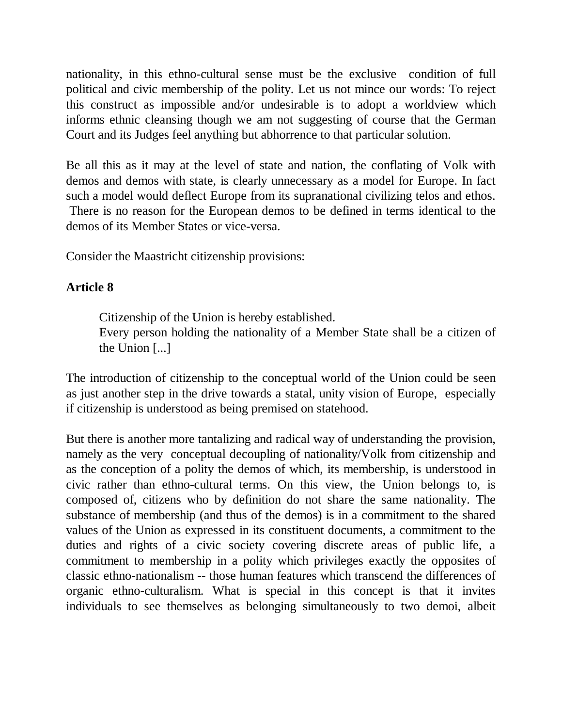nationality, in this ethno-cultural sense must be the exclusive condition of full political and civic membership of the polity. Let us not mince our words: To reject this construct as impossible and/or undesirable is to adopt a worldview which informs ethnic cleansing though we am not suggesting of course that the German Court and its Judges feel anything but abhorrence to that particular solution.

Be all this as it may at the level of state and nation, the conflating of Volk with demos and demos with state, is clearly unnecessary as a model for Europe. In fact such a model would deflect Europe from its supranational civilizing telos and ethos. There is no reason for the European demos to be defined in terms identical to the demos of its Member States or vice-versa.

Consider the Maastricht citizenship provisions:

**Article 8**

> Citizenship of the Union is hereby established.
> Every person holding the nationality of a Member State shall be a citizen of the Union [...]

The introduction of citizenship to the conceptual world of the Union could be seen as just another step in the drive towards a statal, unity vision of Europe, especially if citizenship is understood as being premised on statehood.

But there is another more tantalizing and radical way of understanding the provision, namely as the very conceptual decoupling of nationality/Volk from citizenship and as the conception of a polity the demos of which, its membership, is understood in civic rather than ethno-cultural terms. On this view, the Union belongs to, is composed of, citizens who by definition do not share the same nationality. The substance of membership (and thus of the demos) is in a commitment to the shared values of the Union as expressed in its constituent documents, a commitment to the duties and rights of a civic society covering discrete areas of public life, a commitment to membership in a polity which privileges exactly the opposites of classic ethno-nationalism -- those human features which transcend the differences of organic ethno-culturalism. What is special in this concept is that it invites individuals to see themselves as belonging simultaneously to two demoi, albeit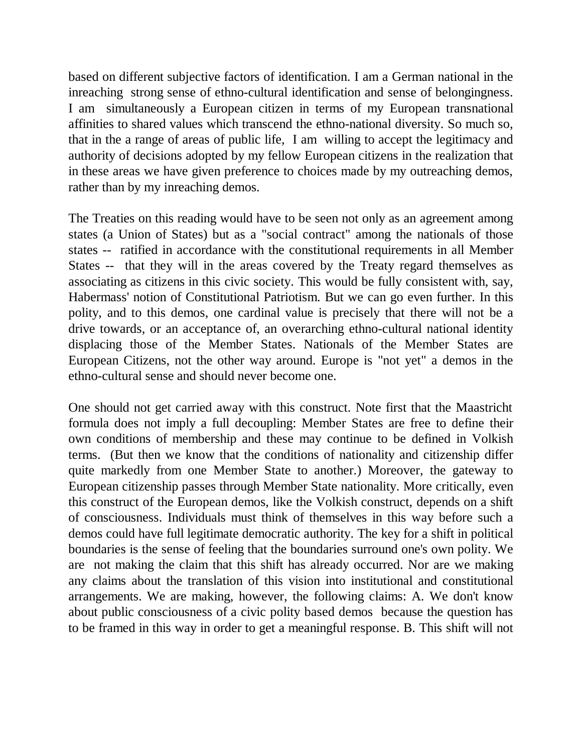based on different subjective factors of identification. I am a German national in the inreaching strong sense of ethno-cultural identification and sense of belongingness. I am simultaneously a European citizen in terms of my European transnational affinities to shared values which transcend the ethno-national diversity. So much so, that in the a range of areas of public life, I am willing to accept the legitimacy and authority of decisions adopted by my fellow European citizens in the realization that in these areas we have given preference to choices made by my outreaching demos, rather than by my inreaching demos.

The Treaties on this reading would have to be seen not only as an agreement among states (a Union of States) but as a "social contract" among the nationals of those states -- ratified in accordance with the constitutional requirements in all Member States -- that they will in the areas covered by the Treaty regard themselves as associating as citizens in this civic society. This would be fully consistent with, say, Habermass' notion of Constitutional Patriotism. But we can go even further. In this polity, and to this demos, one cardinal value is precisely that there will not be a drive towards, or an acceptance of, an overarching ethno-cultural national identity displacing those of the Member States. Nationals of the Member States are European Citizens, not the other way around. Europe is "not yet" a demos in the ethno-cultural sense and should never become one.

One should not get carried away with this construct. Note first that the Maastricht formula does not imply a full decoupling: Member States are free to define their own conditions of membership and these may continue to be defined in Volkish terms. (But then we know that the conditions of nationality and citizenship differ quite markedly from one Member State to another.) Moreover, the gateway to European citizenship passes through Member State nationality. More critically, even this construct of the European demos, like the Volkish construct, depends on a shift of consciousness. Individuals must think of themselves in this way before such a demos could have full legitimate democratic authority. The key for a shift in political boundaries is the sense of feeling that the boundaries surround one's own polity. We are not making the claim that this shift has already occurred. Nor are we making any claims about the translation of this vision into institutional and constitutional arrangements. We are making, however, the following claims: A. We don't know about public consciousness of a civic polity based demos because the question has to be framed in this way in order to get a meaningful response. B. This shift will not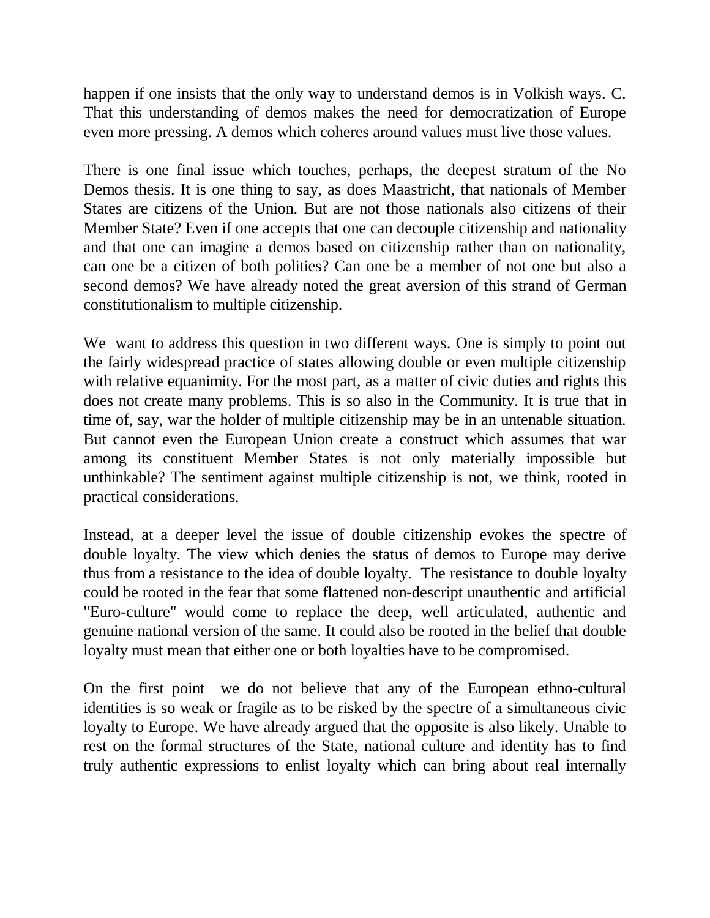happen if one insists that the only way to understand demos is in Volkish ways. C. That this understanding of demos makes the need for democratization of Europe even more pressing. A demos which coheres around values must live those values.

There is one final issue which touches, perhaps, the deepest stratum of the No Demos thesis. It is one thing to say, as does Maastricht, that nationals of Member States are citizens of the Union. But are not those nationals also citizens of their Member State? Even if one accepts that one can decouple citizenship and nationality and that one can imagine a demos based on citizenship rather than on nationality, can one be a citizen of both polities? Can one be a member of not one but also a second demos? We have already noted the great aversion of this strand of German constitutionalism to multiple citizenship.

We want to address this question in two different ways. One is simply to point out the fairly widespread practice of states allowing double or even multiple citizenship with relative equanimity. For the most part, as a matter of civic duties and rights this does not create many problems. This is so also in the Community. It is true that in time of, say, war the holder of multiple citizenship may be in an untenable situation. But cannot even the European Union create a construct which assumes that war among its constituent Member States is not only materially impossible but unthinkable? The sentiment against multiple citizenship is not, we think, rooted in practical considerations.

Instead, at a deeper level the issue of double citizenship evokes the spectre of double loyalty. The view which denies the status of demos to Europe may derive thus from a resistance to the idea of double loyalty. The resistance to double loyalty could be rooted in the fear that some flattened non-descript unauthentic and artificial "Euro-culture" would come to replace the deep, well articulated, authentic and genuine national version of the same. It could also be rooted in the belief that double loyalty must mean that either one or both loyalties have to be compromised.

On the first point we do not believe that any of the European ethno-cultural identities is so weak or fragile as to be risked by the spectre of a simultaneous civic loyalty to Europe. We have already argued that the opposite is also likely. Unable to rest on the formal structures of the State, national culture and identity has to find truly authentic expressions to enlist loyalty which can bring about real internally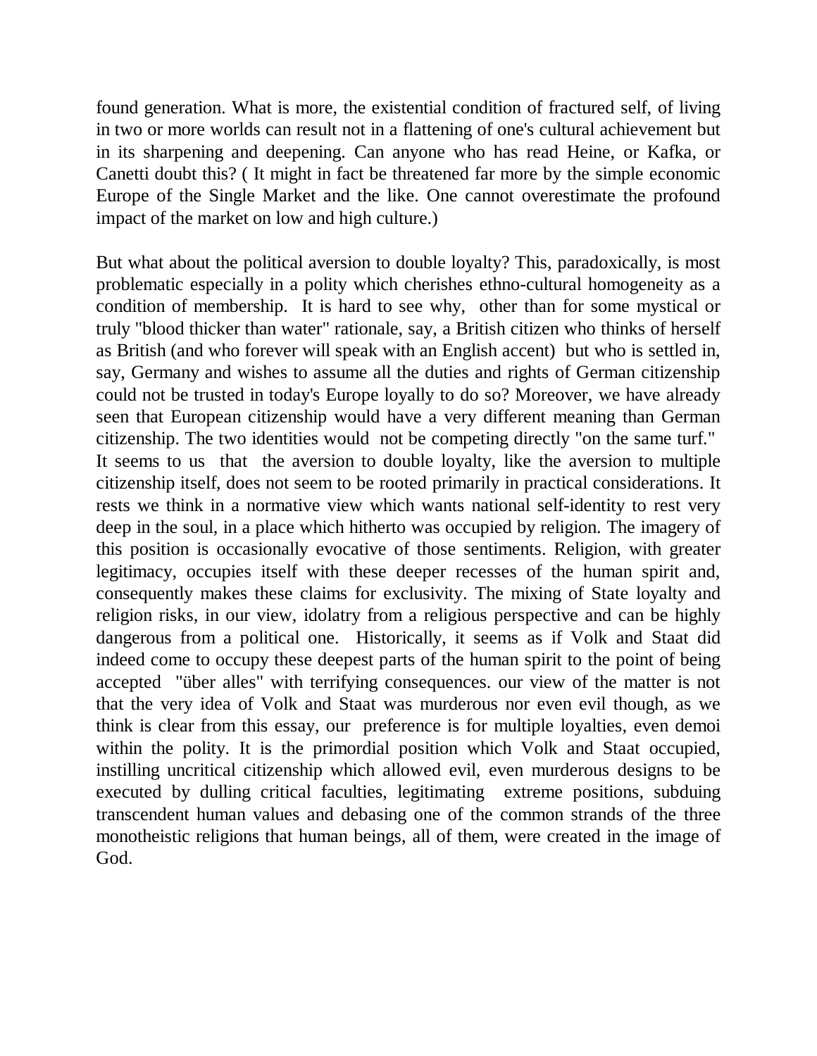found generation. What is more, the existential condition of fractured self, of living in two or more worlds can result not in a flattening of one's cultural achievement but in its sharpening and deepening. Can anyone who has read Heine, or Kafka, or Canetti doubt this? ( It might in fact be threatened far more by the simple economic Europe of the Single Market and the like. One cannot overestimate the profound impact of the market on low and high culture.)

But what about the political aversion to double loyalty? This, paradoxically, is most problematic especially in a polity which cherishes ethno-cultural homogeneity as a condition of membership. It is hard to see why, other than for some mystical or truly "blood thicker than water" rationale, say, a British citizen who thinks of herself as British (and who forever will speak with an English accent) but who is settled in, say, Germany and wishes to assume all the duties and rights of German citizenship could not be trusted in today's Europe loyally to do so? Moreover, we have already seen that European citizenship would have a very different meaning than German citizenship. The two identities would not be competing directly "on the same turf." It seems to us that the aversion to double loyalty, like the aversion to multiple citizenship itself, does not seem to be rooted primarily in practical considerations. It rests we think in a normative view which wants national self-identity to rest very deep in the soul, in a place which hitherto was occupied by religion. The imagery of this position is occasionally evocative of those sentiments. Religion, with greater legitimacy, occupies itself with these deeper recesses of the human spirit and, consequently makes these claims for exclusivity. The mixing of State loyalty and religion risks, in our view, idolatry from a religious perspective and can be highly dangerous from a political one. Historically, it seems as if Volk and Staat did indeed come to occupy these deepest parts of the human spirit to the point of being accepted "über alles" with terrifying consequences. our view of the matter is not that the very idea of Volk and Staat was murderous nor even evil though, as we think is clear from this essay, our preference is for multiple loyalties, even demoi within the polity. It is the primordial position which Volk and Staat occupied, instilling uncritical citizenship which allowed evil, even murderous designs to be executed by dulling critical faculties, legitimating extreme positions, subduing transcendent human values and debasing one of the common strands of the three monotheistic religions that human beings, all of them, were created in the image of God.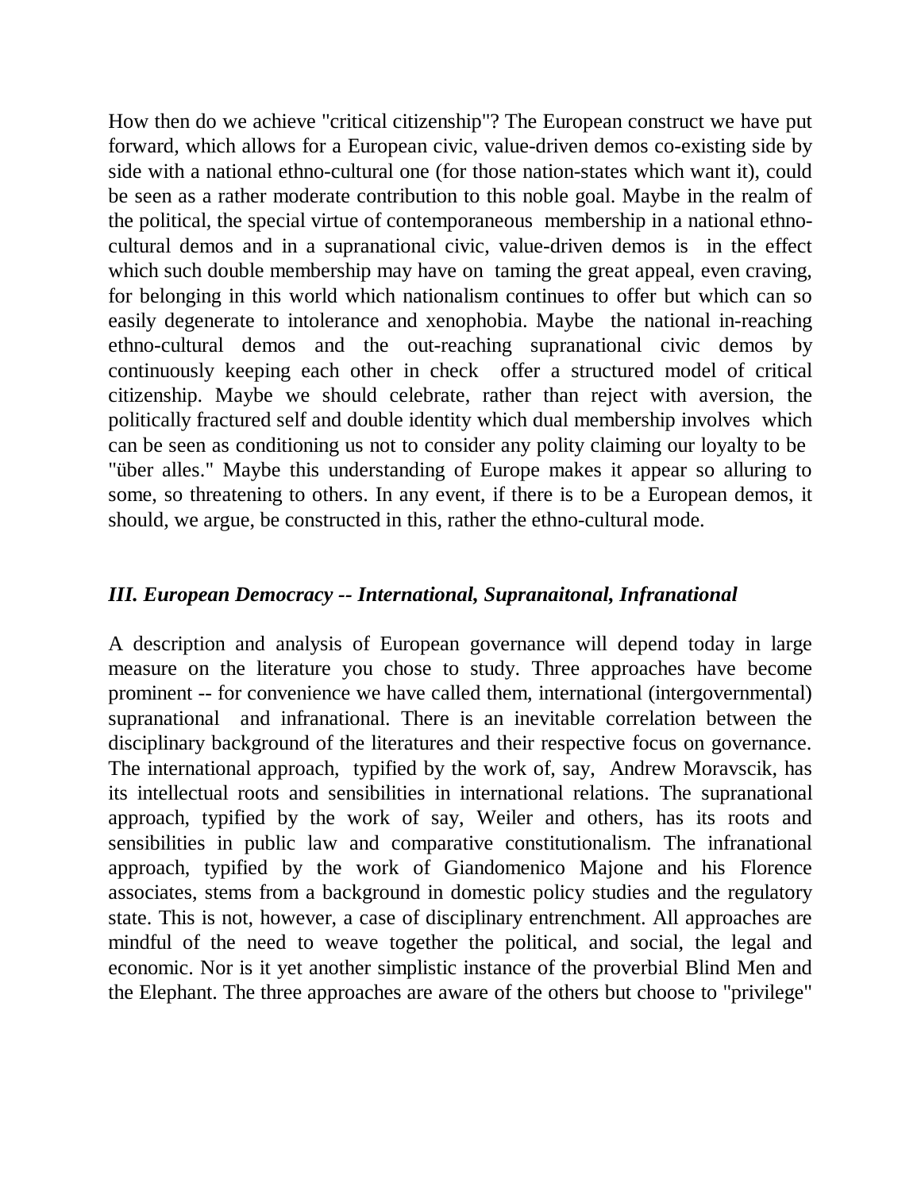How then do we achieve "critical citizenship"? The European construct we have put forward, which allows for a European civic, value-driven demos co-existing side by side with a national ethno-cultural one (for those nation-states which want it), could be seen as a rather moderate contribution to this noble goal. Maybe in the realm of the political, the special virtue of contemporaneous membership in a national ethno-cultural demos and in a supranational civic, value-driven demos is in the effect which such double membership may have on taming the great appeal, even craving, for belonging in this world which nationalism continues to offer but which can so easily degenerate to intolerance and xenophobia. Maybe the national in-reaching ethno-cultural demos and the out-reaching supranational civic demos by continuously keeping each other in check offer a structured model of critical citizenship. Maybe we should celebrate, rather than reject with aversion, the politically fractured self and double identity which dual membership involves which can be seen as conditioning us not to consider any polity claiming our loyalty to be "über alles." Maybe this understanding of Europe makes it appear so alluring to some, so threatening to others. In any event, if there is to be a European demos, it should, we argue, be constructed in this, rather the ethno-cultural mode.

### *III. European Democracy -- International, Supranaitonal, Infranational*

A description and analysis of European governance will depend today in large measure on the literature you chose to study. Three approaches have become prominent -- for convenience we have called them, international (intergovernmental) supranational and infranational. There is an inevitable correlation between the disciplinary background of the literatures and their respective focus on governance. The international approach, typified by the work of, say, Andrew Moravscik, has its intellectual roots and sensibilities in international relations. The supranational approach, typified by the work of say, Weiler and others, has its roots and sensibilities in public law and comparative constitutionalism. The infranational approach, typified by the work of Giandomenico Majone and his Florence associates, stems from a background in domestic policy studies and the regulatory state. This is not, however, a case of disciplinary entrenchment. All approaches are mindful of the need to weave together the political, and social, the legal and economic. Nor is it yet another simplistic instance of the proverbial Blind Men and the Elephant. The three approaches are aware of the others but choose to "privilege"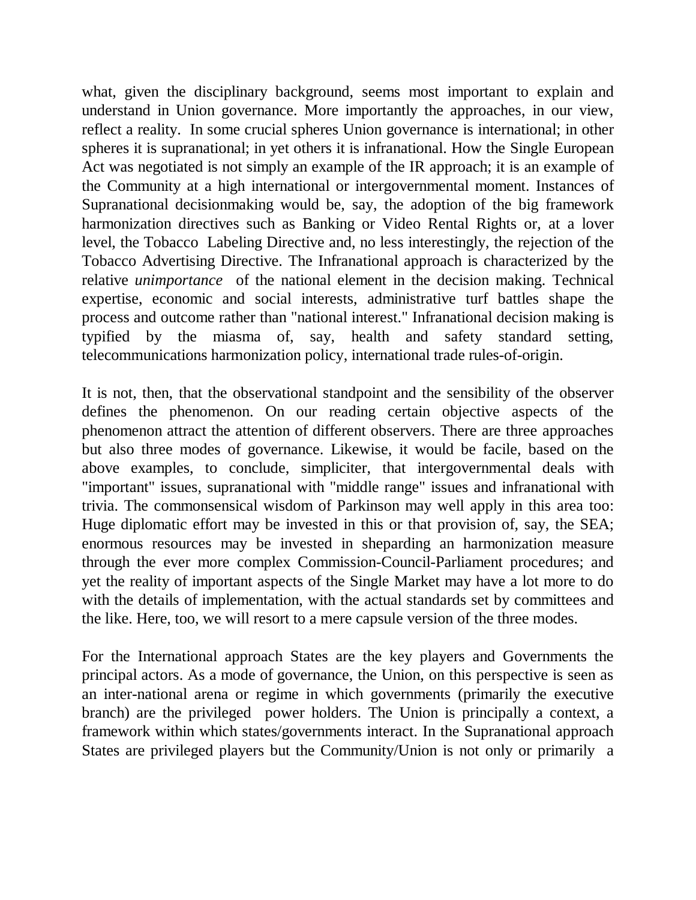what, given the disciplinary background, seems most important to explain and understand in Union governance. More importantly the approaches, in our view, reflect a reality. In some crucial spheres Union governance is international; in other spheres it is supranational; in yet others it is infranational. How the Single European Act was negotiated is not simply an example of the IR approach; it is an example of the Community at a high international or intergovernmental moment. Instances of Supranational decisionmaking would be, say, the adoption of the big framework harmonization directives such as Banking or Video Rental Rights or, at a lover level, the Tobacco Labeling Directive and, no less interestingly, the rejection of the Tobacco Advertising Directive. The Infranational approach is characterized by the relative *unimportance* of the national element in the decision making. Technical expertise, economic and social interests, administrative turf battles shape the process and outcome rather than "national interest." Infranational decision making is typified by the miasma of, say, health and safety standard setting, telecommunications harmonization policy, international trade rules-of-origin.

It is not, then, that the observational standpoint and the sensibility of the observer defines the phenomenon. On our reading certain objective aspects of the phenomenon attract the attention of different observers. There are three approaches but also three modes of governance. Likewise, it would be facile, based on the above examples, to conclude, simpliciter, that intergovernmental deals with "important" issues, supranational with "middle range" issues and infranational with trivia. The commonsensical wisdom of Parkinson may well apply in this area too: Huge diplomatic effort may be invested in this or that provision of, say, the SEA; enormous resources may be invested in sheparding an harmonization measure through the ever more complex Commission-Council-Parliament procedures; and yet the reality of important aspects of the Single Market may have a lot more to do with the details of implementation, with the actual standards set by committees and the like. Here, too, we will resort to a mere capsule version of the three modes.

For the International approach States are the key players and Governments the principal actors. As a mode of governance, the Union, on this perspective is seen as an inter-national arena or regime in which governments (primarily the executive branch) are the privileged power holders. The Union is principally a context, a framework within which states/governments interact. In the Supranational approach States are privileged players but the Community/Union is not only or primarily a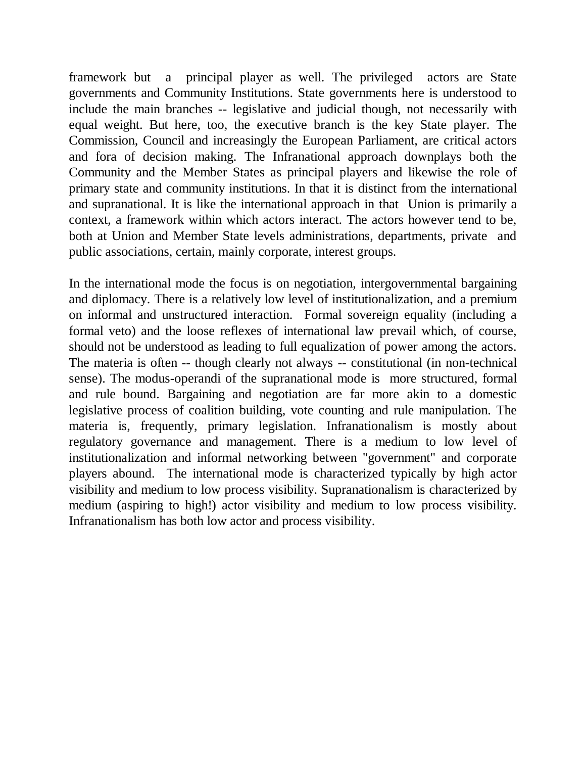framework but a principal player as well. The privileged actors are State governments and Community Institutions. State governments here is understood to include the main branches -- legislative and judicial though, not necessarily with equal weight. But here, too, the executive branch is the key State player. The Commission, Council and increasingly the European Parliament, are critical actors and fora of decision making. The Infranational approach downplays both the Community and the Member States as principal players and likewise the role of primary state and community institutions. In that it is distinct from the international and supranational. It is like the international approach in that Union is primarily a context, a framework within which actors interact. The actors however tend to be, both at Union and Member State levels administrations, departments, private and public associations, certain, mainly corporate, interest groups.

In the international mode the focus is on negotiation, intergovernmental bargaining and diplomacy. There is a relatively low level of institutionalization, and a premium on informal and unstructured interaction. Formal sovereign equality (including a formal veto) and the loose reflexes of international law prevail which, of course, should not be understood as leading to full equalization of power among the actors. The materia is often -- though clearly not always -- constitutional (in non-technical sense). The modus-operandi of the supranational mode is more structured, formal and rule bound. Bargaining and negotiation are far more akin to a domestic legislative process of coalition building, vote counting and rule manipulation. The materia is, frequently, primary legislation. Infranationalism is mostly about regulatory governance and management. There is a medium to low level of institutionalization and informal networking between "government" and corporate players abound. The international mode is characterized typically by high actor visibility and medium to low process visibility. Supranationalism is characterized by medium (aspiring to high!) actor visibility and medium to low process visibility. Infranationalism has both low actor and process visibility.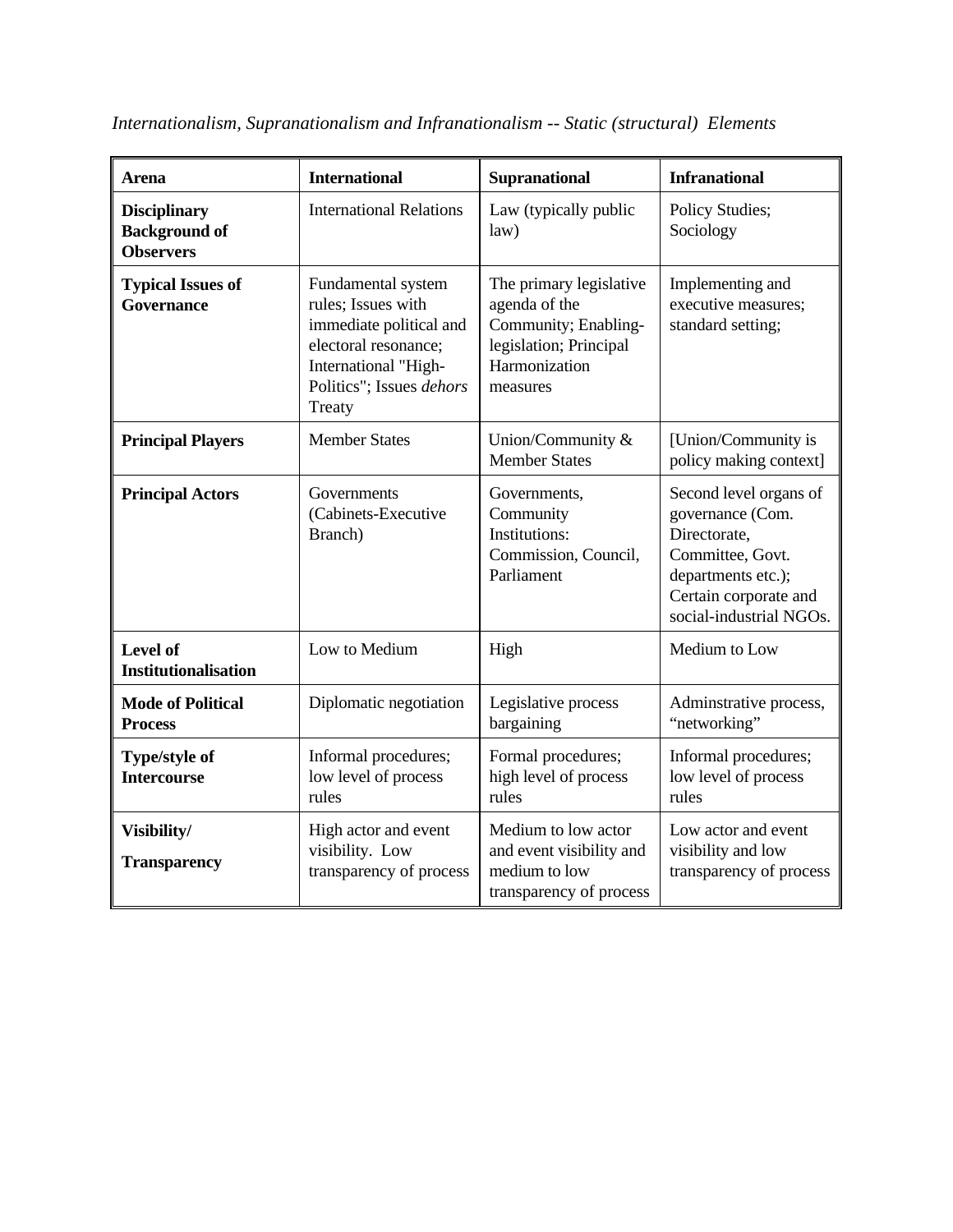*Internationalism, Supranationalism and Infranationalism -- Static (structural) Elements*

| **Arena** | **International** | **Supranational** | **Infranational** |
|---|---|---|---|
| **Disciplinary Background of Observers** | International Relations | Law (typically public law) | Policy Studies; Sociology |
| **Typical Issues of Governance** | Fundamental system rules; Issues with immediate political and electoral resonance; International "High-Politics"; Issues *dehors* Treaty | The primary legislative agenda of the Community; Enabling-legislation; Principal Harmonization measures | Implementing and executive measures; standard setting; |
| **Principal Players** | Member States | Union/Community & Member States | [Union/Community is policy making context] |
| **Principal Actors** | Governments (Cabinets-Executive Branch) | Governments, Community Institutions: Commission, Council, Parliament | Second level organs of governance (Com. Directorate, Committee, Govt. departments etc.); Certain corporate and social-industrial NGOs. |
| **Level of Institutionalisation** | Low to Medium | High | Medium to Low |
| **Mode of Political Process** | Diplomatic negotiation | Legislative process bargaining | Adminstrative process, "networking" |
| **Type/style of Intercourse** | Informal procedures; low level of process rules | Formal procedures; high level of process rules | Informal procedures; low level of process rules |
| **Visibility/ Transparency** | High actor and event visibility. Low transparency of process | Medium to low actor and event visibility and medium to low transparency of process | Low actor and event visibility and low transparency of process |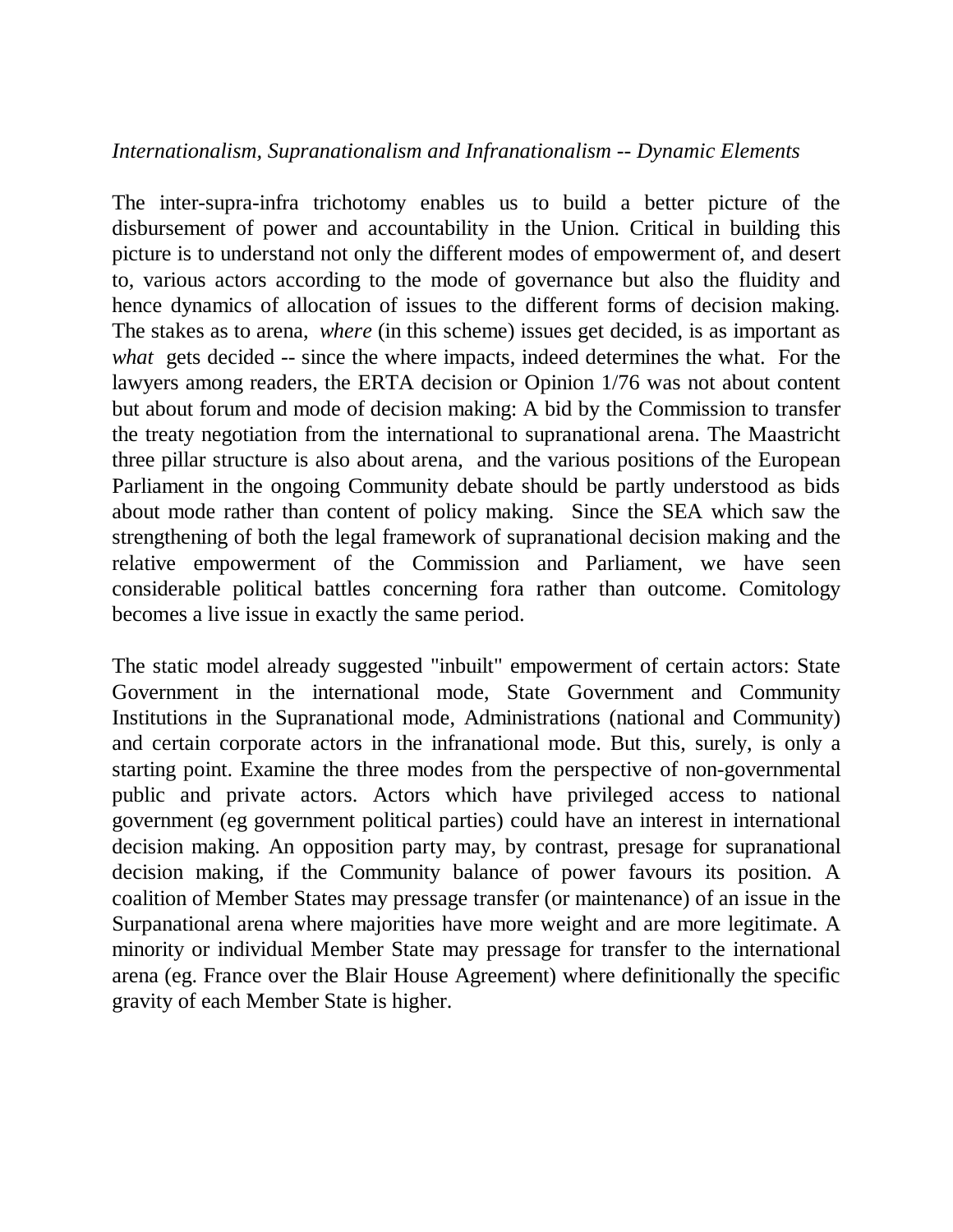*Internationalism, Supranationalism and Infranationalism -- Dynamic Elements*

The inter-supra-infra trichotomy enables us to build a better picture of the disbursement of power and accountability in the Union. Critical in building this picture is to understand not only the different modes of empowerment of, and desert to, various actors according to the mode of governance but also the fluidity and hence dynamics of allocation of issues to the different forms of decision making. The stakes as to arena, *where* (in this scheme) issues get decided, is as important as *what* gets decided -- since the where impacts, indeed determines the what. For the lawyers among readers, the ERTA decision or Opinion 1/76 was not about content but about forum and mode of decision making: A bid by the Commission to transfer the treaty negotiation from the international to supranational arena. The Maastricht three pillar structure is also about arena, and the various positions of the European Parliament in the ongoing Community debate should be partly understood as bids about mode rather than content of policy making. Since the SEA which saw the strengthening of both the legal framework of supranational decision making and the relative empowerment of the Commission and Parliament, we have seen considerable political battles concerning fora rather than outcome. Comitology becomes a live issue in exactly the same period.

The static model already suggested "inbuilt" empowerment of certain actors: State Government in the international mode, State Government and Community Institutions in the Supranational mode, Administrations (national and Community) and certain corporate actors in the infranational mode. But this, surely, is only a starting point. Examine the three modes from the perspective of non-governmental public and private actors. Actors which have privileged access to national government (eg government political parties) could have an interest in international decision making. An opposition party may, by contrast, presage for supranational decision making, if the Community balance of power favours its position. A coalition of Member States may pressage transfer (or maintenance) of an issue in the Surpanational arena where majorities have more weight and are more legitimate. A minority or individual Member State may pressage for transfer to the international arena (eg. France over the Blair House Agreement) where definitionally the specific gravity of each Member State is higher.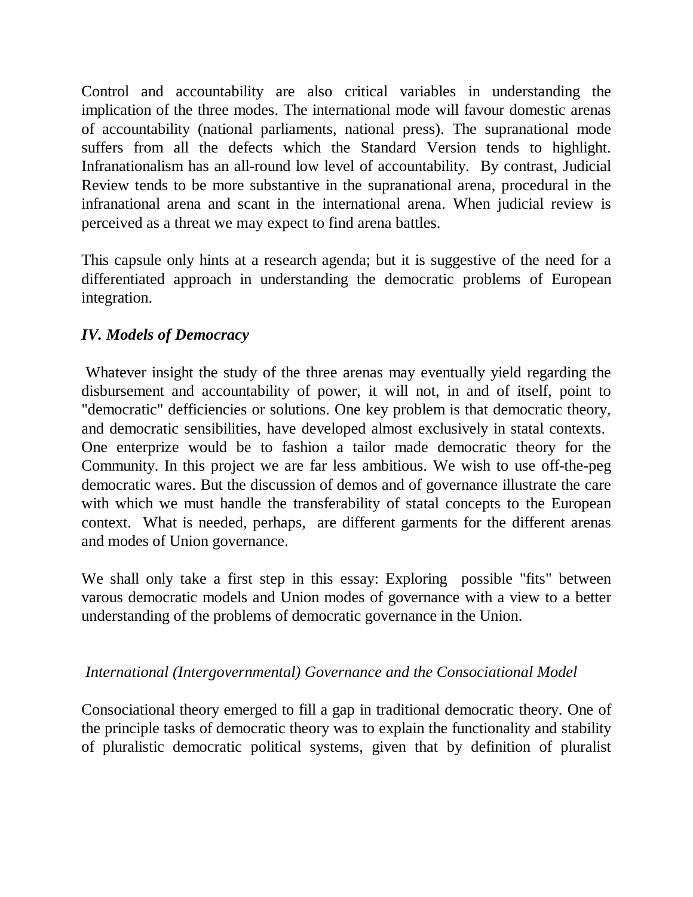Control and accountability are also critical variables in understanding the implication of the three modes. The international mode will favour domestic arenas of accountability (national parliaments, national press). The supranational mode suffers from all the defects which the Standard Version tends to highlight. Infranationalism has an all-round low level of accountability. By contrast, Judicial Review tends to be more substantive in the supranational arena, procedural in the infranational arena and scant in the international arena. When judicial review is perceived as a threat we may expect to find arena battles.

This capsule only hints at a research agenda; but it is suggestive of the need for a differentiated approach in understanding the democratic problems of European integration.

### *IV. Models of Democracy*

Whatever insight the study of the three arenas may eventually yield regarding the disbursement and accountability of power, it will not, in and of itself, point to "democratic" defficiencies or solutions. One key problem is that democratic theory, and democratic sensibilities, have developed almost exclusively in statal contexts. One enterprize would be to fashion a tailor made democratic theory for the Community. In this project we are far less ambitious. We wish to use off-the-peg democratic wares. But the discussion of demos and of governance illustrate the care with which we must handle the transferability of statal concepts to the European context. What is needed, perhaps, are different garments for the different arenas and modes of Union governance.

We shall only take a first step in this essay: Exploring possible "fits" between varous democratic models and Union modes of governance with a view to a better understanding of the problems of democratic governance in the Union.

#### *International (Intergovernmental) Governance and the Consociational Model*

Consociational theory emerged to fill a gap in traditional democratic theory. One of the principle tasks of democratic theory was to explain the functionality and stability of pluralistic democratic political systems, given that by definition of pluralist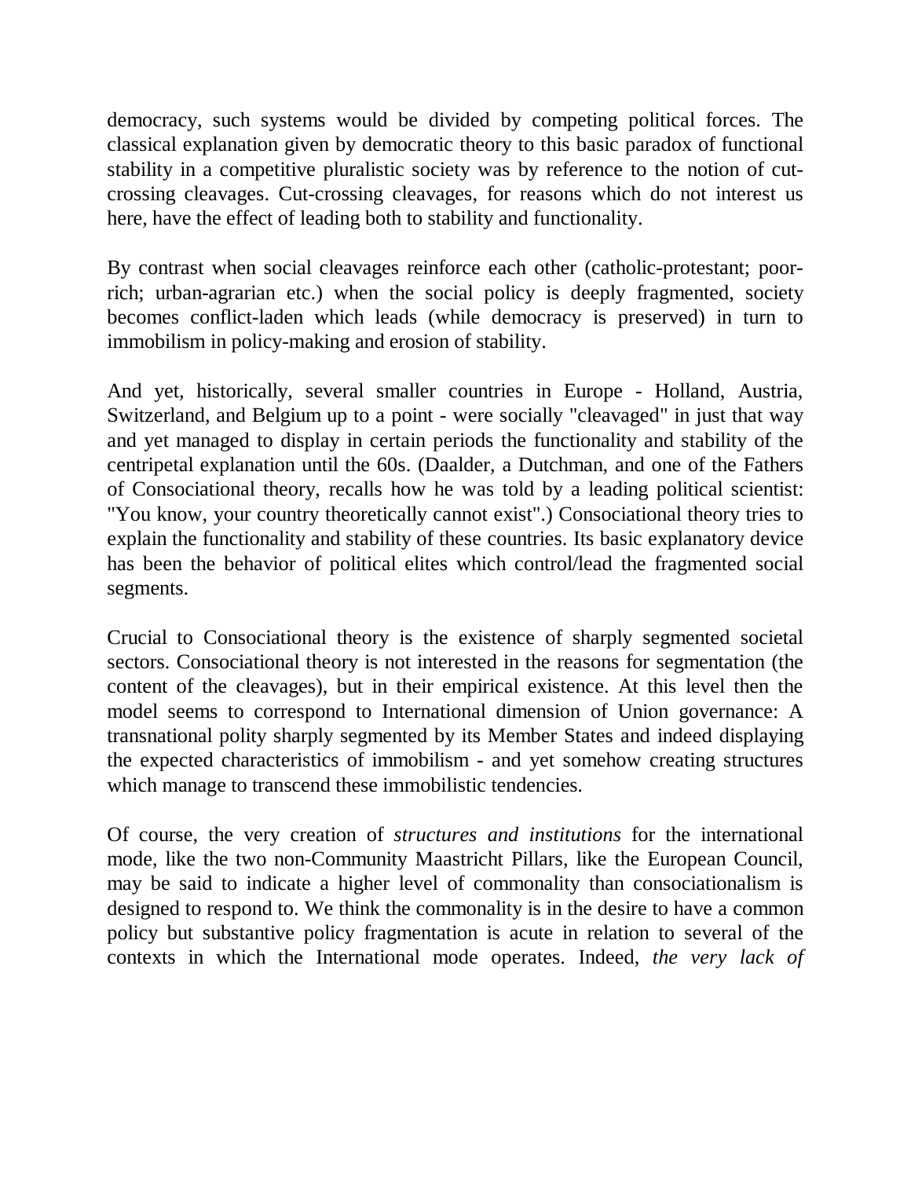democracy, such systems would be divided by competing political forces. The classical explanation given by democratic theory to this basic paradox of functional stability in a competitive pluralistic society was by reference to the notion of cut-crossing cleavages. Cut-crossing cleavages, for reasons which do not interest us here, have the effect of leading both to stability and functionality.

By contrast when social cleavages reinforce each other (catholic-protestant; poor-rich; urban-agrarian etc.) when the social policy is deeply fragmented, society becomes conflict-laden which leads (while democracy is preserved) in turn to immobilism in policy-making and erosion of stability.

And yet, historically, several smaller countries in Europe - Holland, Austria, Switzerland, and Belgium up to a point - were socially "cleavaged" in just that way and yet managed to display in certain periods the functionality and stability of the centripetal explanation until the 60s. (Daalder, a Dutchman, and one of the Fathers of Consociational theory, recalls how he was told by a leading political scientist: "You know, your country theoretically cannot exist".) Consociational theory tries to explain the functionality and stability of these countries. Its basic explanatory device has been the behavior of political elites which control/lead the fragmented social segments.

Crucial to Consociational theory is the existence of sharply segmented societal sectors. Consociational theory is not interested in the reasons for segmentation (the content of the cleavages), but in their empirical existence. At this level then the model seems to correspond to International dimension of Union governance: A transnational polity sharply segmented by its Member States and indeed displaying the expected characteristics of immobilism - and yet somehow creating structures which manage to transcend these immobilistic tendencies.

Of course, the very creation of *structures and institutions* for the international mode, like the two non-Community Maastricht Pillars, like the European Council, may be said to indicate a higher level of commonality than consociationalism is designed to respond to. We think the commonality is in the desire to have a common policy but substantive policy fragmentation is acute in relation to several of the contexts in which the International mode operates. Indeed, *the very lack of*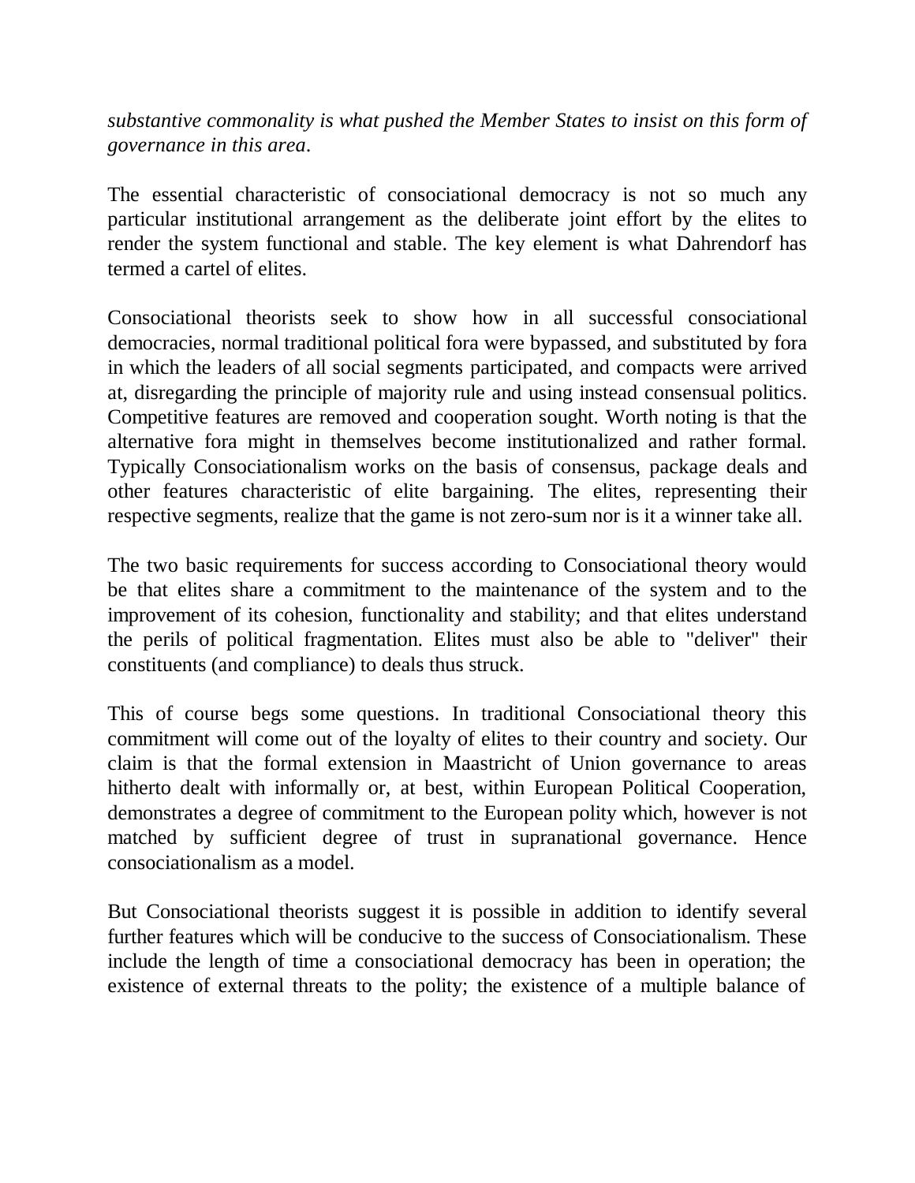*substantive commonality is what pushed the Member States to insist on this form of governance in this area*.

The essential characteristic of consociational democracy is not so much any particular institutional arrangement as the deliberate joint effort by the elites to render the system functional and stable. The key element is what Dahrendorf has termed a cartel of elites.

Consociational theorists seek to show how in all successful consociational democracies, normal traditional political fora were bypassed, and substituted by fora in which the leaders of all social segments participated, and compacts were arrived at, disregarding the principle of majority rule and using instead consensual politics. Competitive features are removed and cooperation sought. Worth noting is that the alternative fora might in themselves become institutionalized and rather formal. Typically Consociationalism works on the basis of consensus, package deals and other features characteristic of elite bargaining. The elites, representing their respective segments, realize that the game is not zero-sum nor is it a winner take all.

The two basic requirements for success according to Consociational theory would be that elites share a commitment to the maintenance of the system and to the improvement of its cohesion, functionality and stability; and that elites understand the perils of political fragmentation. Elites must also be able to "deliver" their constituents (and compliance) to deals thus struck.

This of course begs some questions. In traditional Consociational theory this commitment will come out of the loyalty of elites to their country and society. Our claim is that the formal extension in Maastricht of Union governance to areas hitherto dealt with informally or, at best, within European Political Cooperation, demonstrates a degree of commitment to the European polity which, however is not matched by sufficient degree of trust in supranational governance. Hence consociationalism as a model.

But Consociational theorists suggest it is possible in addition to identify several further features which will be conducive to the success of Consociationalism. These include the length of time a consociational democracy has been in operation; the existence of external threats to the polity; the existence of a multiple balance of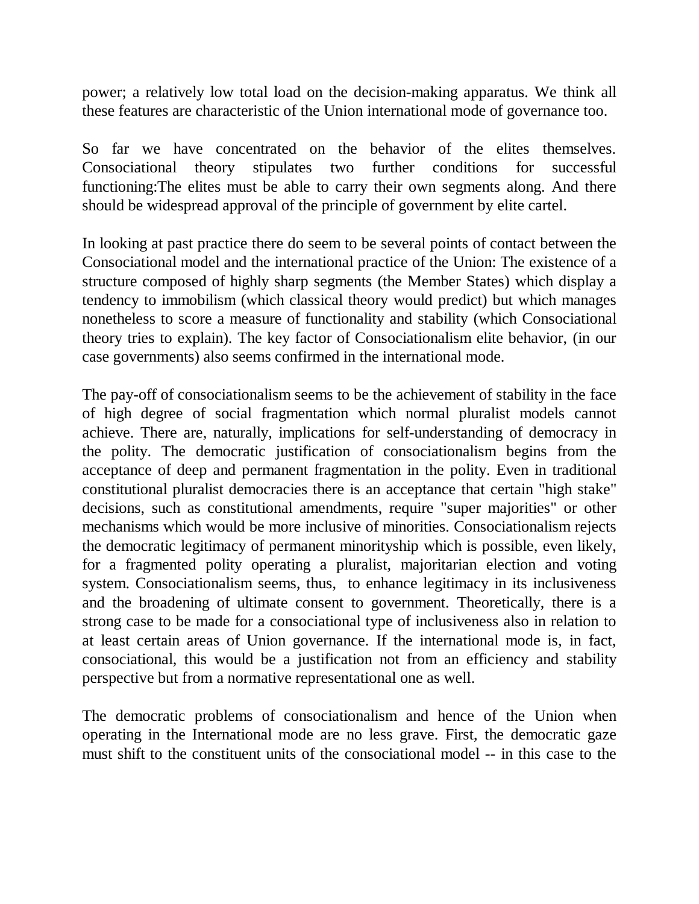power; a relatively low total load on the decision-making apparatus. We think all these features are characteristic of the Union international mode of governance too.

So far we have concentrated on the behavior of the elites themselves. Consociational theory stipulates two further conditions for successful functioning:The elites must be able to carry their own segments along. And there should be widespread approval of the principle of government by elite cartel.

In looking at past practice there do seem to be several points of contact between the Consociational model and the international practice of the Union: The existence of a structure composed of highly sharp segments (the Member States) which display a tendency to immobilism (which classical theory would predict) but which manages nonetheless to score a measure of functionality and stability (which Consociational theory tries to explain). The key factor of Consociationalism elite behavior, (in our case governments) also seems confirmed in the international mode.

The pay-off of consociationalism seems to be the achievement of stability in the face of high degree of social fragmentation which normal pluralist models cannot achieve. There are, naturally, implications for self-understanding of democracy in the polity. The democratic justification of consociationalism begins from the acceptance of deep and permanent fragmentation in the polity. Even in traditional constitutional pluralist democracies there is an acceptance that certain "high stake" decisions, such as constitutional amendments, require "super majorities" or other mechanisms which would be more inclusive of minorities. Consociationalism rejects the democratic legitimacy of permanent minorityship which is possible, even likely, for a fragmented polity operating a pluralist, majoritarian election and voting system. Consociationalism seems, thus, to enhance legitimacy in its inclusiveness and the broadening of ultimate consent to government. Theoretically, there is a strong case to be made for a consociational type of inclusiveness also in relation to at least certain areas of Union governance. If the international mode is, in fact, consociational, this would be a justification not from an efficiency and stability perspective but from a normative representational one as well.

The democratic problems of consociationalism and hence of the Union when operating in the International mode are no less grave. First, the democratic gaze must shift to the constituent units of the consociational model -- in this case to the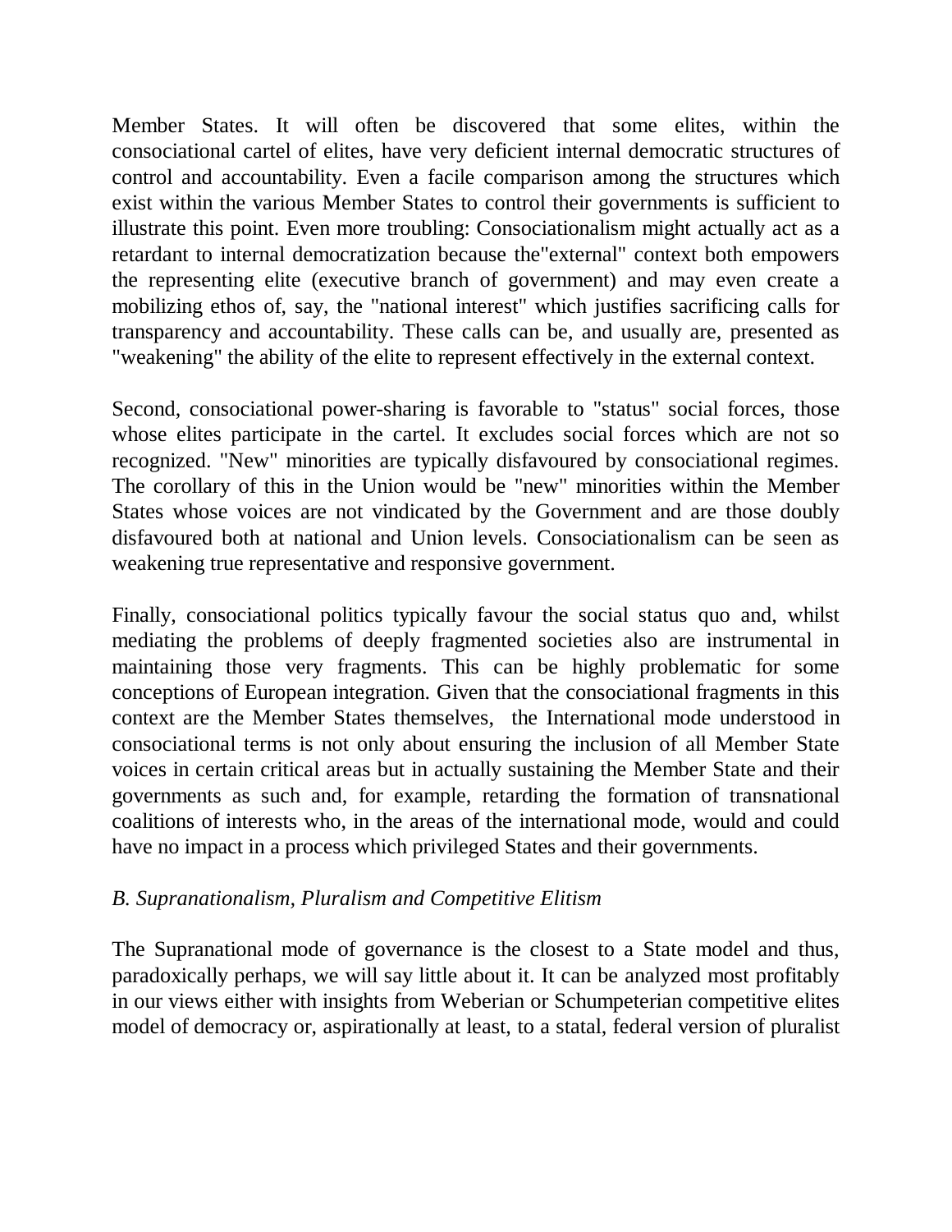Member States. It will often be discovered that some elites, within the consociational cartel of elites, have very deficient internal democratic structures of control and accountability. Even a facile comparison among the structures which exist within the various Member States to control their governments is sufficient to illustrate this point. Even more troubling: Consociationalism might actually act as a retardant to internal democratization because the"external" context both empowers the representing elite (executive branch of government) and may even create a mobilizing ethos of, say, the "national interest" which justifies sacrificing calls for transparency and accountability. These calls can be, and usually are, presented as "weakening" the ability of the elite to represent effectively in the external context.

Second, consociational power-sharing is favorable to "status" social forces, those whose elites participate in the cartel. It excludes social forces which are not so recognized. "New" minorities are typically disfavoured by consociational regimes. The corollary of this in the Union would be "new" minorities within the Member States whose voices are not vindicated by the Government and are those doubly disfavoured both at national and Union levels. Consociationalism can be seen as weakening true representative and responsive government.

Finally, consociational politics typically favour the social status quo and, whilst mediating the problems of deeply fragmented societies also are instrumental in maintaining those very fragments. This can be highly problematic for some conceptions of European integration. Given that the consociational fragments in this context are the Member States themselves, the International mode understood in consociational terms is not only about ensuring the inclusion of all Member State voices in certain critical areas but in actually sustaining the Member State and their governments as such and, for example, retarding the formation of transnational coalitions of interests who, in the areas of the international mode, would and could have no impact in a process which privileged States and their governments.

*B. Supranationalism, Pluralism and Competitive Elitism*

The Supranational mode of governance is the closest to a State model and thus, paradoxically perhaps, we will say little about it. It can be analyzed most profitably in our views either with insights from Weberian or Schumpeterian competitive elites model of democracy or, aspirationally at least, to a statal, federal version of pluralist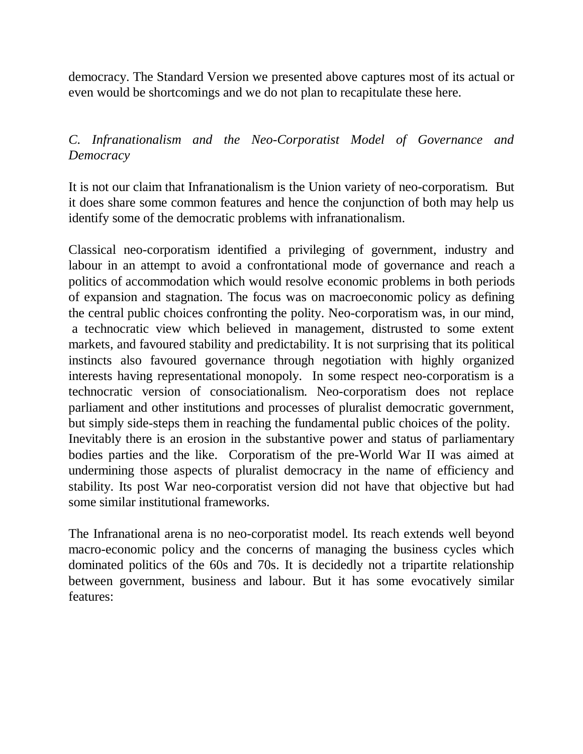democracy. The Standard Version we presented above captures most of its actual or even would be shortcomings and we do not plan to recapitulate these here.

### *C. Infranationalism and the Neo-Corporatist Model of Governance and Democracy*

It is not our claim that Infranationalism is the Union variety of neo-corporatism. But it does share some common features and hence the conjunction of both may help us identify some of the democratic problems with infranationalism.

Classical neo-corporatism identified a privileging of government, industry and labour in an attempt to avoid a confrontational mode of governance and reach a politics of accommodation which would resolve economic problems in both periods of expansion and stagnation. The focus was on macroeconomic policy as defining the central public choices confronting the polity. Neo-corporatism was, in our mind, a technocratic view which believed in management, distrusted to some extent markets, and favoured stability and predictability. It is not surprising that its political instincts also favoured governance through negotiation with highly organized interests having representational monopoly. In some respect neo-corporatism is a technocratic version of consociationalism. Neo-corporatism does not replace parliament and other institutions and processes of pluralist democratic government, but simply side-steps them in reaching the fundamental public choices of the polity. Inevitably there is an erosion in the substantive power and status of parliamentary bodies parties and the like. Corporatism of the pre-World War II was aimed at undermining those aspects of pluralist democracy in the name of efficiency and stability. Its post War neo-corporatist version did not have that objective but had some similar institutional frameworks.

The Infranational arena is no neo-corporatist model. Its reach extends well beyond macro-economic policy and the concerns of managing the business cycles which dominated politics of the 60s and 70s. It is decidedly not a tripartite relationship between government, business and labour. But it has some evocatively similar features: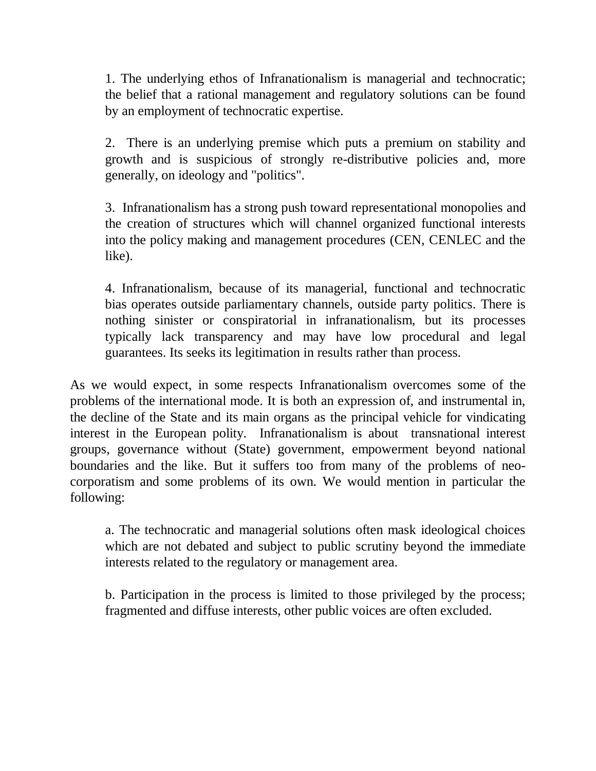1. The underlying ethos of Infranationalism is managerial and technocratic; the belief that a rational management and regulatory solutions can be found by an employment of technocratic expertise.

2. There is an underlying premise which puts a premium on stability and growth and is suspicious of strongly re-distributive policies and, more generally, on ideology and "politics".

3. Infranationalism has a strong push toward representational monopolies and the creation of structures which will channel organized functional interests into the policy making and management procedures (CEN, CENLEC and the like).

4. Infranationalism, because of its managerial, functional and technocratic bias operates outside parliamentary channels, outside party politics. There is nothing sinister or conspiratorial in infranationalism, but its processes typically lack transparency and may have low procedural and legal guarantees. Its seeks its legitimation in results rather than process.

As we would expect, in some respects Infranationalism overcomes some of the problems of the international mode. It is both an expression of, and instrumental in, the decline of the State and its main organs as the principal vehicle for vindicating interest in the European polity. Infranationalism is about transnational interest groups, governance without (State) government, empowerment beyond national boundaries and the like. But it suffers too from many of the problems of neo-corporatism and some problems of its own. We would mention in particular the following:

a. The technocratic and managerial solutions often mask ideological choices which are not debated and subject to public scrutiny beyond the immediate interests related to the regulatory or management area.

b. Participation in the process is limited to those privileged by the process; fragmented and diffuse interests, other public voices are often excluded.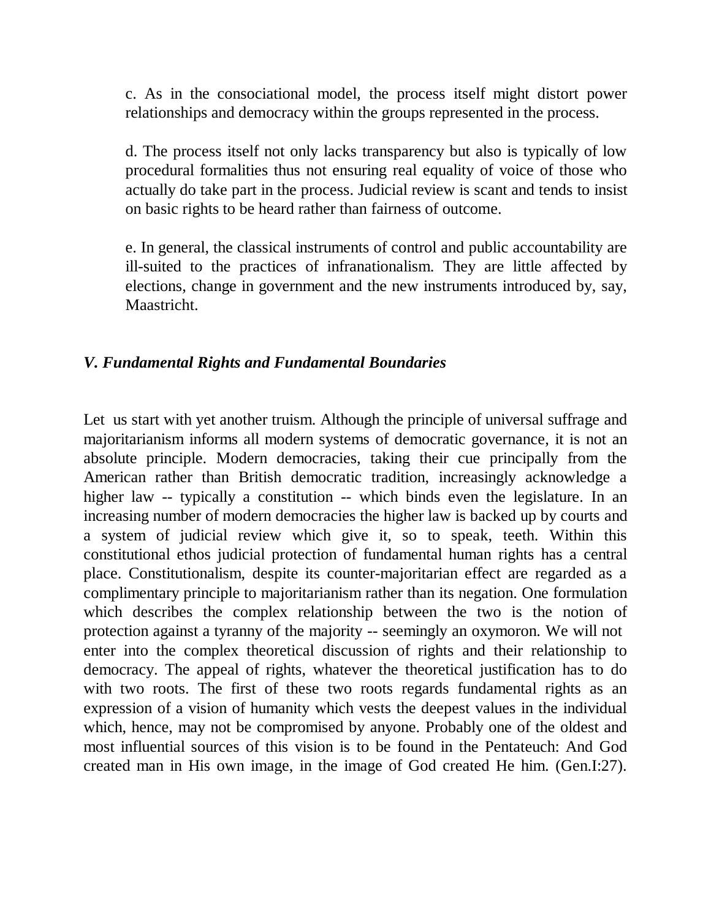c. As in the consociational model, the process itself might distort power relationships and democracy within the groups represented in the process.

d. The process itself not only lacks transparency but also is typically of low procedural formalities thus not ensuring real equality of voice of those who actually do take part in the process. Judicial review is scant and tends to insist on basic rights to be heard rather than fairness of outcome.

e. In general, the classical instruments of control and public accountability are ill-suited to the practices of infranationalism. They are little affected by elections, change in government and the new instruments introduced by, say, Maastricht.

## *V. Fundamental Rights and Fundamental Boundaries*

Let us start with yet another truism. Although the principle of universal suffrage and majoritarianism informs all modern systems of democratic governance, it is not an absolute principle. Modern democracies, taking their cue principally from the American rather than British democratic tradition, increasingly acknowledge a higher law -- typically a constitution -- which binds even the legislature. In an increasing number of modern democracies the higher law is backed up by courts and a system of judicial review which give it, so to speak, teeth. Within this constitutional ethos judicial protection of fundamental human rights has a central place. Constitutionalism, despite its counter-majoritarian effect are regarded as a complimentary principle to majoritarianism rather than its negation. One formulation which describes the complex relationship between the two is the notion of protection against a tyranny of the majority -- seemingly an oxymoron. We will not enter into the complex theoretical discussion of rights and their relationship to democracy. The appeal of rights, whatever the theoretical justification has to do with two roots. The first of these two roots regards fundamental rights as an expression of a vision of humanity which vests the deepest values in the individual which, hence, may not be compromised by anyone. Probably one of the oldest and most influential sources of this vision is to be found in the Pentateuch: And God created man in His own image, in the image of God created He him. (Gen.I:27).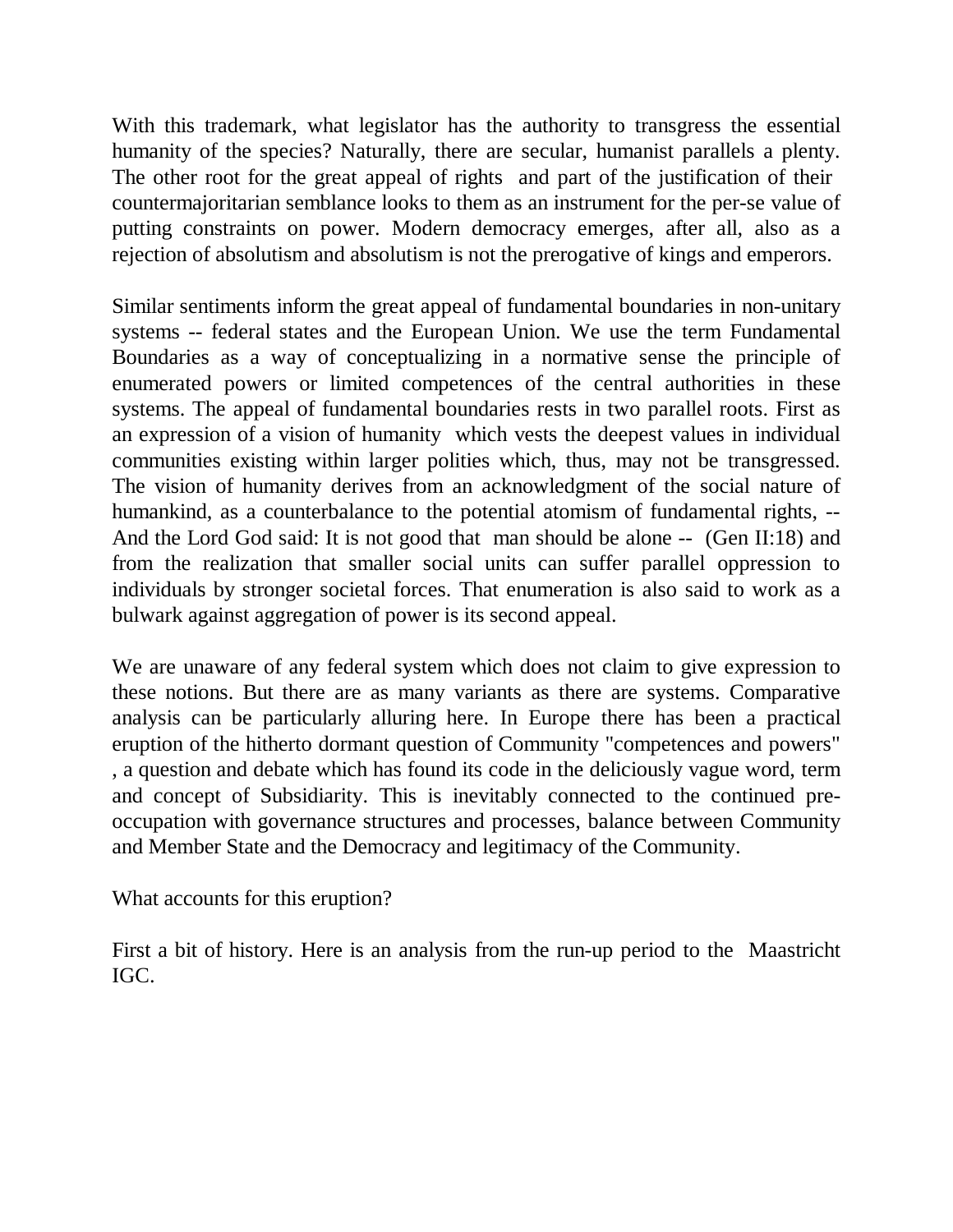With this trademark, what legislator has the authority to transgress the essential humanity of the species? Naturally, there are secular, humanist parallels a plenty. The other root for the great appeal of rights and part of the justification of their countermajoritarian semblance looks to them as an instrument for the per-se value of putting constraints on power. Modern democracy emerges, after all, also as a rejection of absolutism and absolutism is not the prerogative of kings and emperors.

Similar sentiments inform the great appeal of fundamental boundaries in non-unitary systems -- federal states and the European Union. We use the term Fundamental Boundaries as a way of conceptualizing in a normative sense the principle of enumerated powers or limited competences of the central authorities in these systems. The appeal of fundamental boundaries rests in two parallel roots. First as an expression of a vision of humanity which vests the deepest values in individual communities existing within larger polities which, thus, may not be transgressed. The vision of humanity derives from an acknowledgment of the social nature of humankind, as a counterbalance to the potential atomism of fundamental rights, -- And the Lord God said: It is not good that man should be alone -- (Gen II:18) and from the realization that smaller social units can suffer parallel oppression to individuals by stronger societal forces. That enumeration is also said to work as a bulwark against aggregation of power is its second appeal.

We are unaware of any federal system which does not claim to give expression to these notions. But there are as many variants as there are systems. Comparative analysis can be particularly alluring here. In Europe there has been a practical eruption of the hitherto dormant question of Community "competences and powers" , a question and debate which has found its code in the deliciously vague word, term and concept of Subsidiarity. This is inevitably connected to the continued pre-occupation with governance structures and processes, balance between Community and Member State and the Democracy and legitimacy of the Community.

What accounts for this eruption?

First a bit of history. Here is an analysis from the run-up period to the Maastricht IGC.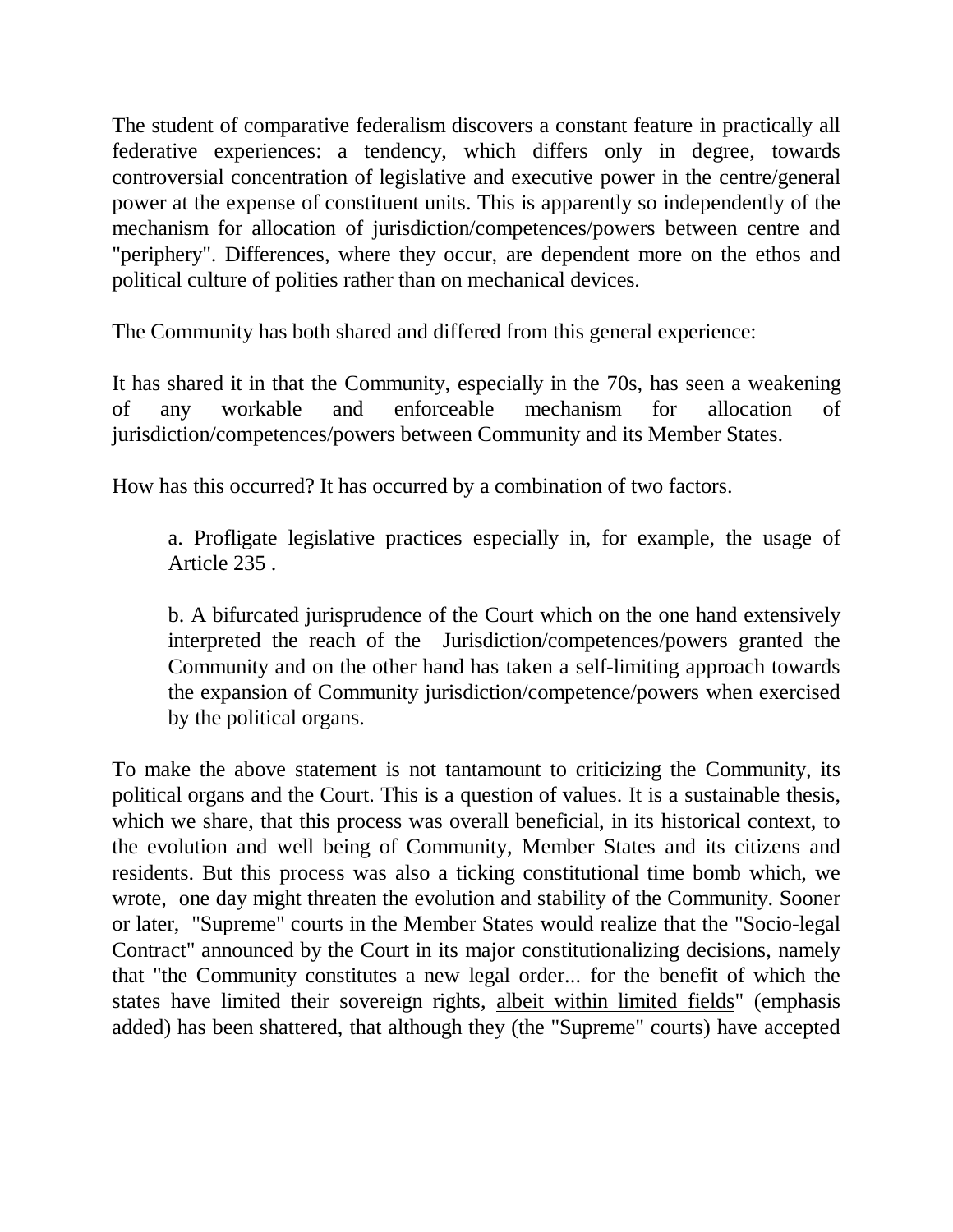The student of comparative federalism discovers a constant feature in practically all federative experiences: a tendency, which differs only in degree, towards controversial concentration of legislative and executive power in the centre/general power at the expense of constituent units. This is apparently so independently of the mechanism for allocation of jurisdiction/competences/powers between centre and "periphery". Differences, where they occur, are dependent more on the ethos and political culture of polities rather than on mechanical devices.

The Community has both shared and differed from this general experience:

It has <u>shared</u> it in that the Community, especially in the 70s, has seen a weakening of any workable and enforceable mechanism for allocation of jurisdiction/competences/powers between Community and its Member States.

How has this occurred? It has occurred by a combination of two factors.

> a. Profligate legislative practices especially in, for example, the usage of Article 235 .
>
> b. A bifurcated jurisprudence of the Court which on the one hand extensively interpreted the reach of the Jurisdiction/competences/powers granted the Community and on the other hand has taken a self-limiting approach towards the expansion of Community jurisdiction/competence/powers when exercised by the political organs.

To make the above statement is not tantamount to criticizing the Community, its political organs and the Court. This is a question of values. It is a sustainable thesis, which we share, that this process was overall beneficial, in its historical context, to the evolution and well being of Community, Member States and its citizens and residents. But this process was also a ticking constitutional time bomb which, we wrote, one day might threaten the evolution and stability of the Community. Sooner or later, "Supreme" courts in the Member States would realize that the "Socio-legal Contract" announced by the Court in its major constitutionalizing decisions, namely that "the Community constitutes a new legal order... for the benefit of which the states have limited their sovereign rights, <u>albeit within limited fields</u>" (emphasis added) has been shattered, that although they (the "Supreme" courts) have accepted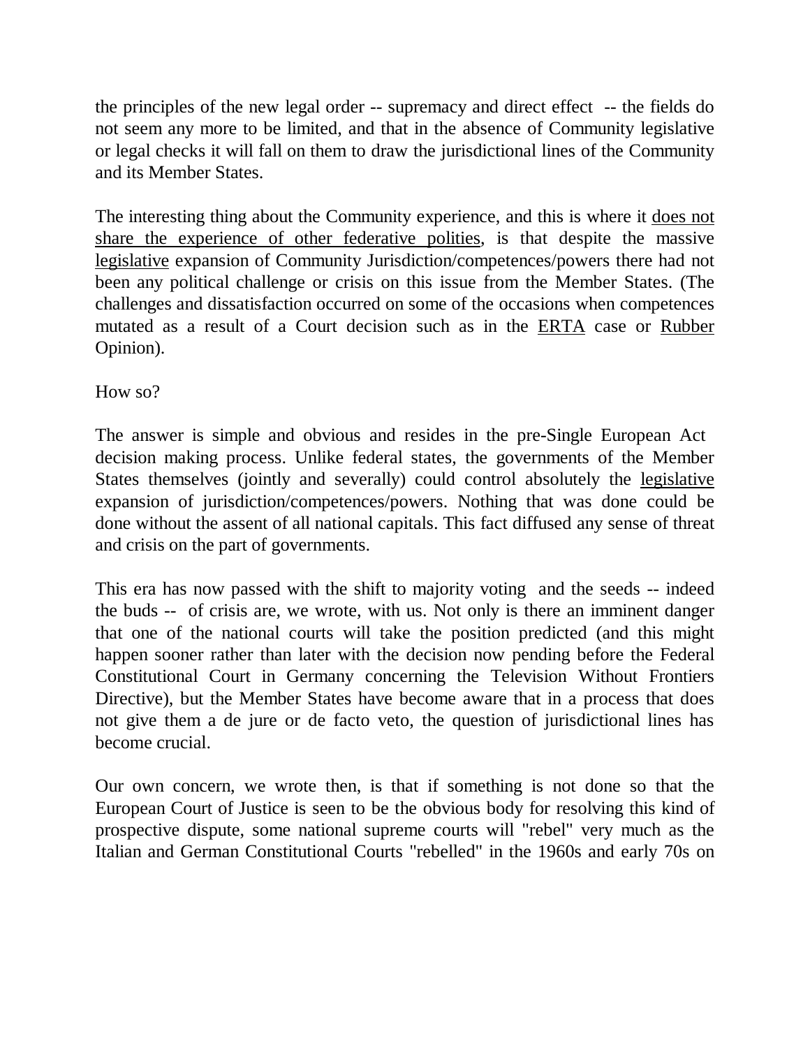the principles of the new legal order -- supremacy and direct effect -- the fields do not seem any more to be limited, and that in the absence of Community legislative or legal checks it will fall on them to draw the jurisdictional lines of the Community and its Member States.

The interesting thing about the Community experience, and this is where it <u>does not share the experience of other federative polities</u>, is that despite the massive <u>legislative</u> expansion of Community Jurisdiction/competences/powers there had not been any political challenge or crisis on this issue from the Member States. (The challenges and dissatisfaction occurred on some of the occasions when competences mutated as a result of a Court decision such as in the <u>ERTA</u> case or <u>Rubber</u> Opinion).

How so?

The answer is simple and obvious and resides in the pre-Single European Act decision making process. Unlike federal states, the governments of the Member States themselves (jointly and severally) could control absolutely the <u>legislative</u> expansion of jurisdiction/competences/powers. Nothing that was done could be done without the assent of all national capitals. This fact diffused any sense of threat and crisis on the part of governments.

This era has now passed with the shift to majority voting and the seeds -- indeed the buds -- of crisis are, we wrote, with us. Not only is there an imminent danger that one of the national courts will take the position predicted (and this might happen sooner rather than later with the decision now pending before the Federal Constitutional Court in Germany concerning the Television Without Frontiers Directive), but the Member States have become aware that in a process that does not give them a de jure or de facto veto, the question of jurisdictional lines has become crucial.

Our own concern, we wrote then, is that if something is not done so that the European Court of Justice is seen to be the obvious body for resolving this kind of prospective dispute, some national supreme courts will "rebel" very much as the Italian and German Constitutional Courts "rebelled" in the 1960s and early 70s on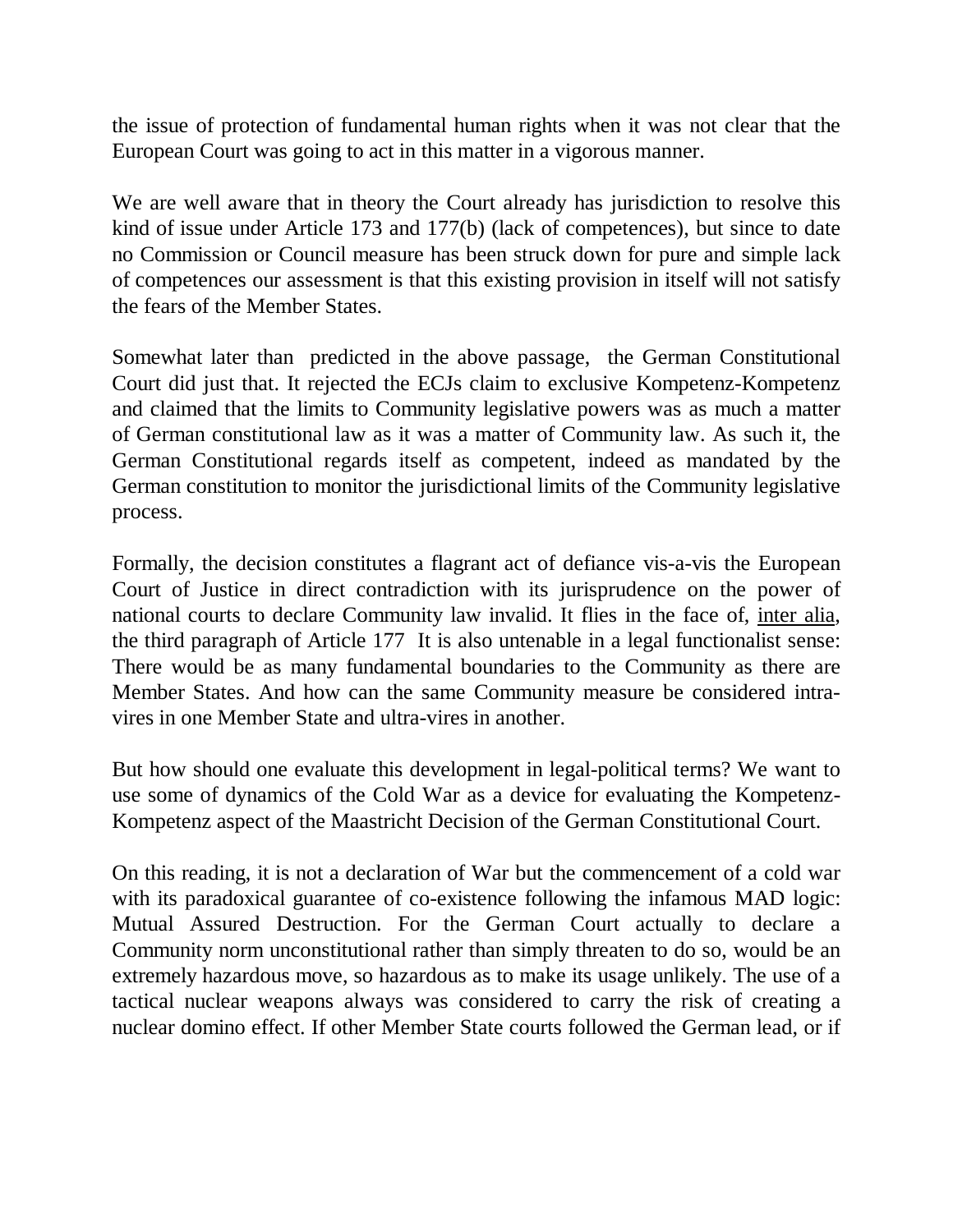the issue of protection of fundamental human rights when it was not clear that the European Court was going to act in this matter in a vigorous manner.

We are well aware that in theory the Court already has jurisdiction to resolve this kind of issue under Article 173 and 177(b) (lack of competences), but since to date no Commission or Council measure has been struck down for pure and simple lack of competences our assessment is that this existing provision in itself will not satisfy the fears of the Member States.

Somewhat later than predicted in the above passage, the German Constitutional Court did just that. It rejected the ECJs claim to exclusive Kompetenz-Kompetenz and claimed that the limits to Community legislative powers was as much a matter of German constitutional law as it was a matter of Community law. As such it, the German Constitutional regards itself as competent, indeed as mandated by the German constitution to monitor the jurisdictional limits of the Community legislative process.

Formally, the decision constitutes a flagrant act of defiance vis-a-vis the European Court of Justice in direct contradiction with its jurisprudence on the power of national courts to declare Community law invalid. It flies in the face of, inter alia, the third paragraph of Article 177 It is also untenable in a legal functionalist sense: There would be as many fundamental boundaries to the Community as there are Member States. And how can the same Community measure be considered intra-vires in one Member State and ultra-vires in another.

But how should one evaluate this development in legal-political terms? We want to use some of dynamics of the Cold War as a device for evaluating the Kompetenz-Kompetenz aspect of the Maastricht Decision of the German Constitutional Court.

On this reading, it is not a declaration of War but the commencement of a cold war with its paradoxical guarantee of co-existence following the infamous MAD logic: Mutual Assured Destruction. For the German Court actually to declare a Community norm unconstitutional rather than simply threaten to do so, would be an extremely hazardous move, so hazardous as to make its usage unlikely. The use of a tactical nuclear weapons always was considered to carry the risk of creating a nuclear domino effect. If other Member State courts followed the German lead, or if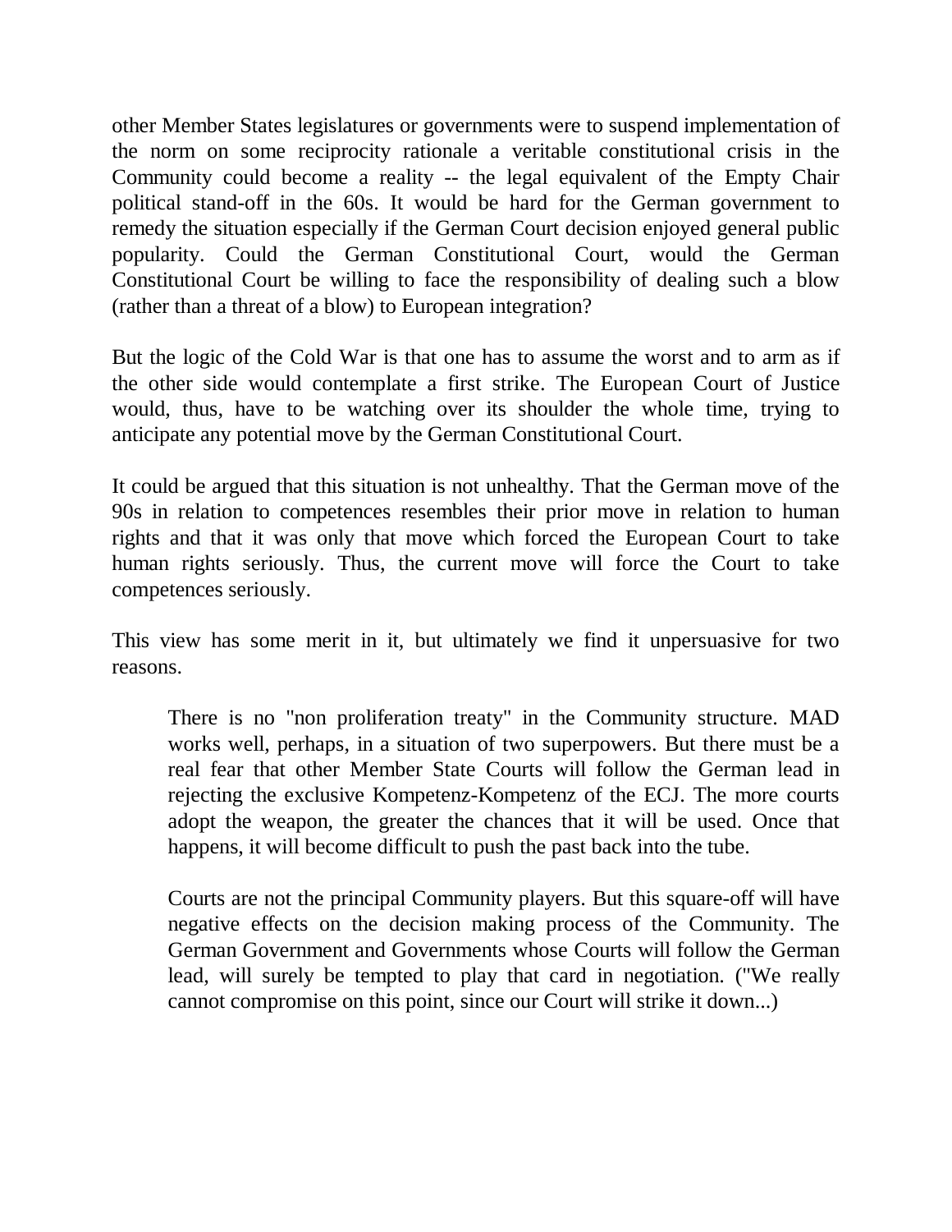other Member States legislatures or governments were to suspend implementation of the norm on some reciprocity rationale a veritable constitutional crisis in the Community could become a reality -- the legal equivalent of the Empty Chair political stand-off in the 60s. It would be hard for the German government to remedy the situation especially if the German Court decision enjoyed general public popularity. Could the German Constitutional Court, would the German Constitutional Court be willing to face the responsibility of dealing such a blow (rather than a threat of a blow) to European integration?

But the logic of the Cold War is that one has to assume the worst and to arm as if the other side would contemplate a first strike. The European Court of Justice would, thus, have to be watching over its shoulder the whole time, trying to anticipate any potential move by the German Constitutional Court.

It could be argued that this situation is not unhealthy. That the German move of the 90s in relation to competences resembles their prior move in relation to human rights and that it was only that move which forced the European Court to take human rights seriously. Thus, the current move will force the Court to take competences seriously.

This view has some merit in it, but ultimately we find it unpersuasive for two reasons.

> There is no "non proliferation treaty" in the Community structure. MAD works well, perhaps, in a situation of two superpowers. But there must be a real fear that other Member State Courts will follow the German lead in rejecting the exclusive Kompetenz-Kompetenz of the ECJ. The more courts adopt the weapon, the greater the chances that it will be used. Once that happens, it will become difficult to push the past back into the tube.
>
> Courts are not the principal Community players. But this square-off will have negative effects on the decision making process of the Community. The German Government and Governments whose Courts will follow the German lead, will surely be tempted to play that card in negotiation. ("We really cannot compromise on this point, since our Court will strike it down...)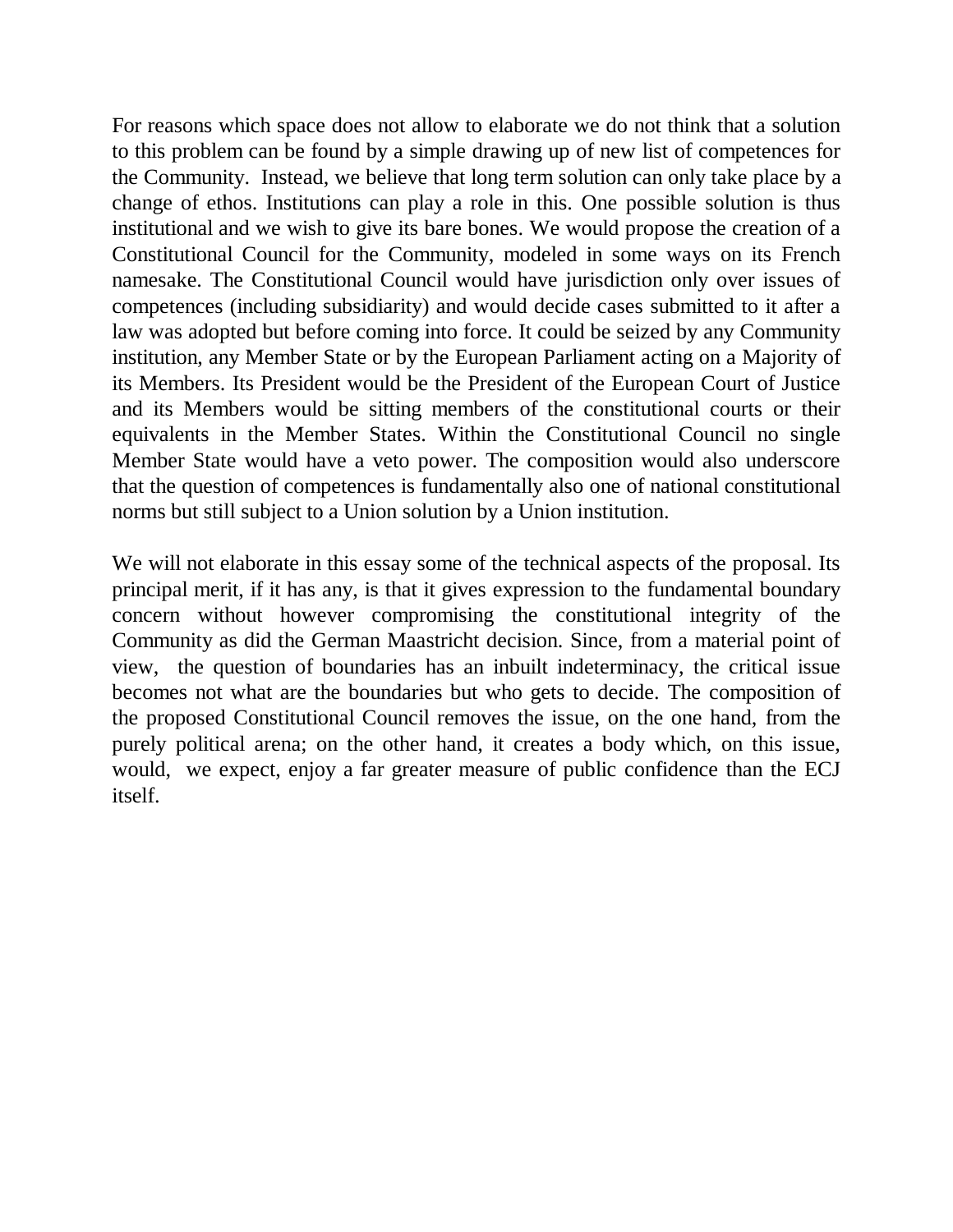For reasons which space does not allow to elaborate we do not think that a solution to this problem can be found by a simple drawing up of new list of competences for the Community. Instead, we believe that long term solution can only take place by a change of ethos. Institutions can play a role in this. One possible solution is thus institutional and we wish to give its bare bones. We would propose the creation of a Constitutional Council for the Community, modeled in some ways on its French namesake. The Constitutional Council would have jurisdiction only over issues of competences (including subsidiarity) and would decide cases submitted to it after a law was adopted but before coming into force. It could be seized by any Community institution, any Member State or by the European Parliament acting on a Majority of its Members. Its President would be the President of the European Court of Justice and its Members would be sitting members of the constitutional courts or their equivalents in the Member States. Within the Constitutional Council no single Member State would have a veto power. The composition would also underscore that the question of competences is fundamentally also one of national constitutional norms but still subject to a Union solution by a Union institution.

We will not elaborate in this essay some of the technical aspects of the proposal. Its principal merit, if it has any, is that it gives expression to the fundamental boundary concern without however compromising the constitutional integrity of the Community as did the German Maastricht decision. Since, from a material point of view, the question of boundaries has an inbuilt indeterminacy, the critical issue becomes not what are the boundaries but who gets to decide. The composition of the proposed Constitutional Council removes the issue, on the one hand, from the purely political arena; on the other hand, it creates a body which, on this issue, would, we expect, enjoy a far greater measure of public confidence than the ECJ itself.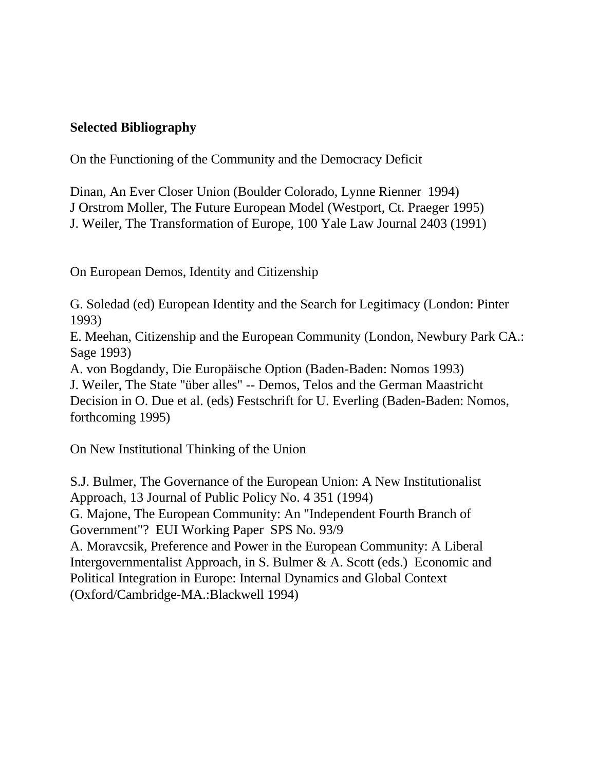**Selected Bibliography**

On the Functioning of the Community and the Democracy Deficit

Dinan, An Ever Closer Union (Boulder Colorado, Lynne Rienner 1994)
J Orstrom Moller, The Future European Model (Westport, Ct. Praeger 1995)
J. Weiler, The Transformation of Europe, 100 Yale Law Journal 2403 (1991)

On European Demos, Identity and Citizenship

G. Soledad (ed) European Identity and the Search for Legitimacy (London: Pinter 1993)
E. Meehan, Citizenship and the European Community (London, Newbury Park CA.: Sage 1993)
A. von Bogdandy, Die Europäische Option (Baden-Baden: Nomos 1993)
J. Weiler, The State "über alles" -- Demos, Telos and the German Maastricht Decision in O. Due et al. (eds) Festschrift for U. Everling (Baden-Baden: Nomos, forthcoming 1995)

On New Institutional Thinking of the Union

S.J. Bulmer, The Governance of the European Union: A New Institutionalist Approach, 13 Journal of Public Policy No. 4 351 (1994)
G. Majone, The European Community: An "Independent Fourth Branch of Government"? EUI Working Paper SPS No. 93/9
A. Moravcsik, Preference and Power in the European Community: A Liberal Intergovernmentalist Approach, in S. Bulmer & A. Scott (eds.) Economic and Political Integration in Europe: Internal Dynamics and Global Context (Oxford/Cambridge-MA.:Blackwell 1994)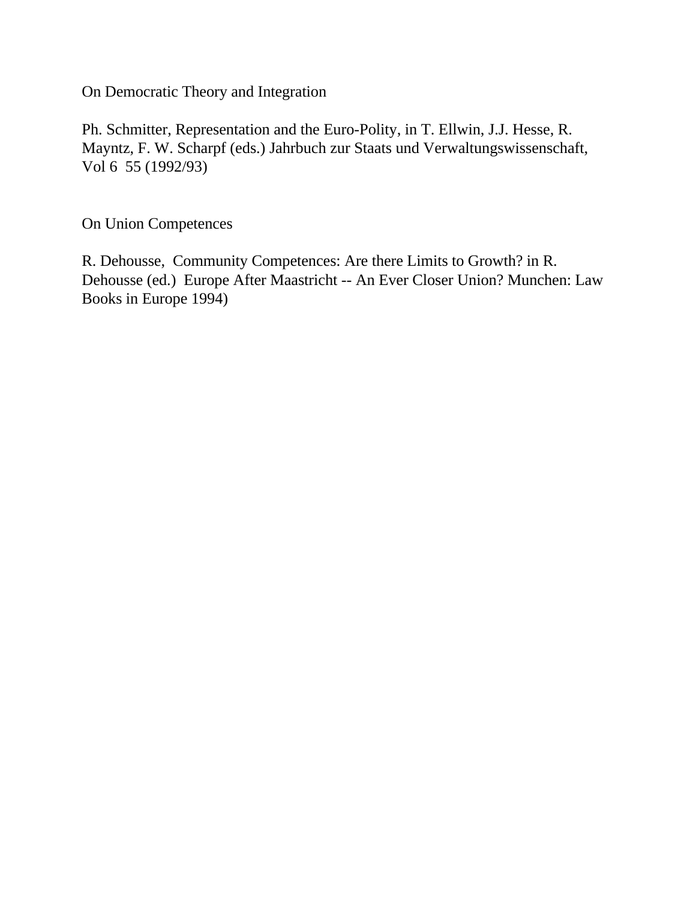On Democratic Theory and Integration

Ph. Schmitter, Representation and the Euro-Polity, in T. Ellwin, J.J. Hesse, R. Mayntz, F. W. Scharpf (eds.) Jahrbuch zur Staats und Verwaltungswissenschaft, Vol 6 55 (1992/93)

On Union Competences

R. Dehousse, Community Competences: Are there Limits to Growth? in R. Dehousse (ed.) Europe After Maastricht -- An Ever Closer Union? Munchen: Law Books in Europe 1994)